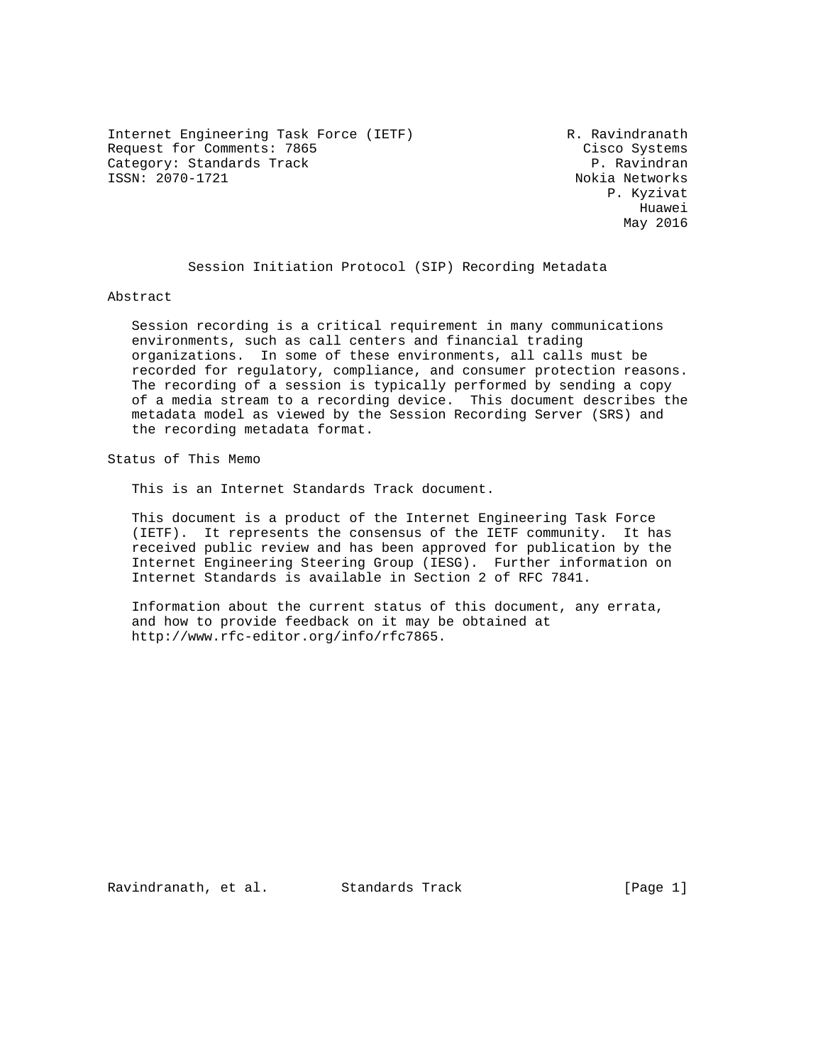Internet Engineering Task Force (IETF) R. Ravindranath
Request for Comments: 7865 Cisco Systems
Category: Standards Track P. Ravindran
ISSN: 2070-1721 Nokia Networks
P. Kyzivat
Huawei
May 2016

# Session Initiation Protocol (SIP) Recording Metadata

## Abstract

Session recording is a critical requirement in many communications environments, such as call centers and financial trading organizations. In some of these environments, all calls must be recorded for regulatory, compliance, and consumer protection reasons. The recording of a session is typically performed by sending a copy of a media stream to a recording device. This document describes the metadata model as viewed by the Session Recording Server (SRS) and the recording metadata format.

## Status of This Memo

This is an Internet Standards Track document.

This document is a product of the Internet Engineering Task Force (IETF). It represents the consensus of the IETF community. It has received public review and has been approved for publication by the Internet Engineering Steering Group (IESG). Further information on Internet Standards is available in Section 2 of RFC 7841.

Information about the current status of this document, any errata, and how to provide feedback on it may be obtained at http://www.rfc-editor.org/info/rfc7865.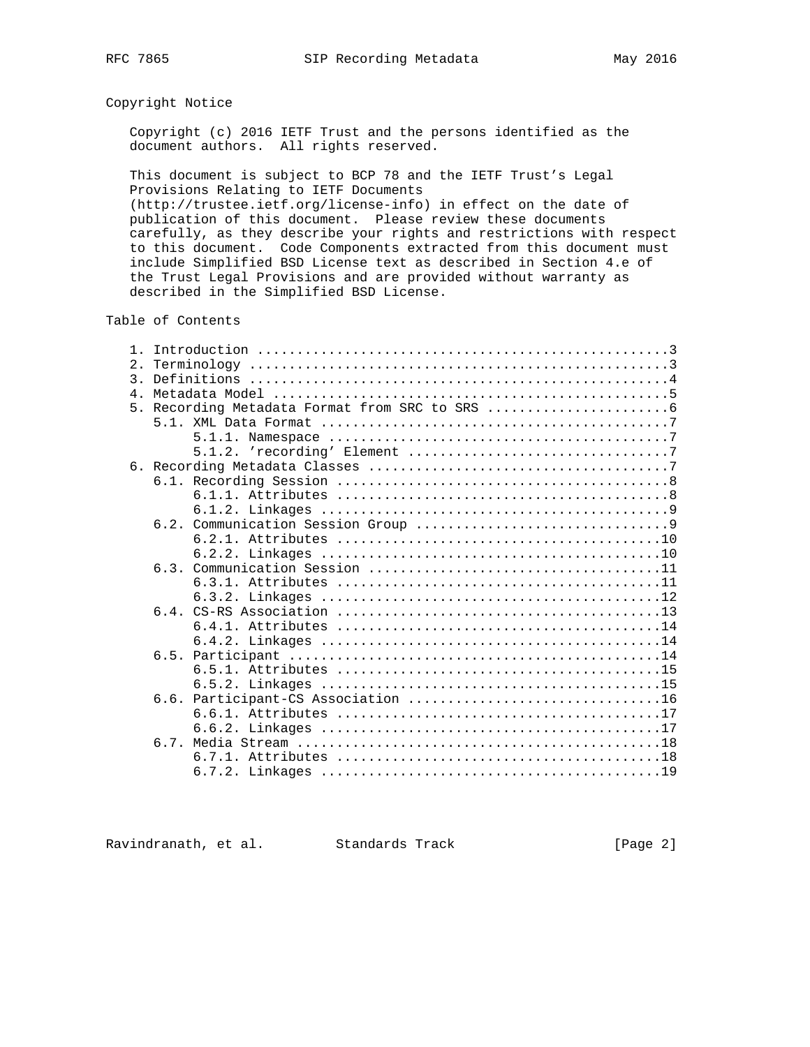## Copyright Notice

Copyright (c) 2016 IETF Trust and the persons identified as the document authors. All rights reserved.

This document is subject to BCP 78 and the IETF Trust's Legal Provisions Relating to IETF Documents (http://trustee.ietf.org/license-info) in effect on the date of publication of this document. Please review these documents carefully, as they describe your rights and restrictions with respect to this document. Code Components extracted from this document must include Simplified BSD License text as described in Section 4.e of the Trust Legal Provisions and are provided without warranty as described in the Simplified BSD License.

## Table of Contents

```
   1. Introduction ....................................................3
   2. Terminology .....................................................3
   3. Definitions .....................................................4
   4. Metadata Model ..................................................5
   5. Recording Metadata Format from SRC to SRS .......................6
      5.1. XML Data Format ............................................7
           5.1.1. Namespace ...........................................7
           5.1.2. 'recording' Element .................................7
   6. Recording Metadata Classes ......................................7
      6.1. Recording Session ..........................................8
           6.1.1. Attributes ..........................................8
           6.1.2. Linkages ............................................9
      6.2. Communication Session Group ................................9
           6.2.1. Attributes .........................................10
           6.2.2. Linkages ...........................................10
      6.3. Communication Session .....................................11
           6.3.1. Attributes .........................................11
           6.3.2. Linkages ...........................................12
      6.4. CS-RS Association .........................................13
           6.4.1. Attributes .........................................14
           6.4.2. Linkages ...........................................14
      6.5. Participant ...............................................14
           6.5.1. Attributes .........................................15
           6.5.2. Linkages ...........................................15
      6.6. Participant-CS Association ................................16
           6.6.1. Attributes .........................................17
           6.6.2. Linkages ...........................................17
      6.7. Media Stream ..............................................18
           6.7.1. Attributes .........................................18
           6.7.2. Linkages ...........................................19
```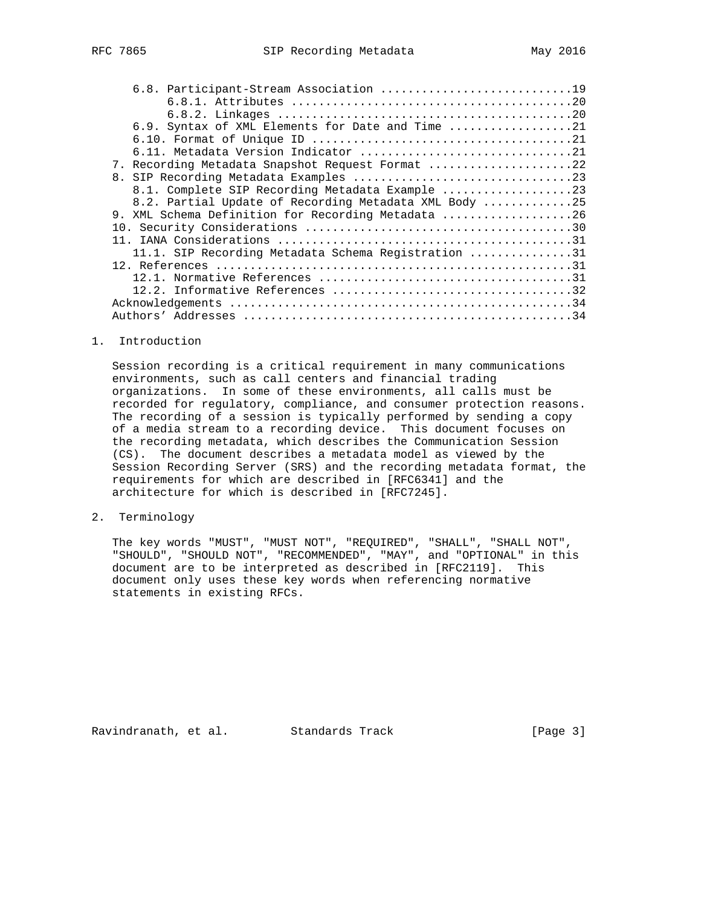6.8. Participant-Stream Association ............................19
   6.8.1. Attributes ........................................20
   6.8.2. Linkages ..........................................20
6.9. Syntax of XML Elements for Date and Time ..................21
6.10. Format of Unique ID .....................................21
6.11. Metadata Version Indicator ..............................21
7. Recording Metadata Snapshot Request Format .....................22
8. SIP Recording Metadata Examples ................................23
   8.1. Complete SIP Recording Metadata Example ...................23
   8.2. Partial Update of Recording Metadata XML Body .............25
9. XML Schema Definition for Recording Metadata ...................26
10. Security Considerations .......................................30
11. IANA Considerations ...........................................31
   11.1. SIP Recording Metadata Schema Registration ...............31
12. References ....................................................31
   12.1. Normative References .....................................31
   12.2. Informative References ...................................32
Acknowledgements ..................................................34
Authors' Addresses ................................................34

## 1. Introduction

Session recording is a critical requirement in many communications environments, such as call centers and financial trading organizations. In some of these environments, all calls must be recorded for regulatory, compliance, and consumer protection reasons. The recording of a session is typically performed by sending a copy of a media stream to a recording device. This document focuses on the recording metadata, which describes the Communication Session (CS). The document describes a metadata model as viewed by the Session Recording Server (SRS) and the recording metadata format, the requirements for which are described in [RFC6341] and the architecture for which is described in [RFC7245].

## 2. Terminology

The key words "MUST", "MUST NOT", "REQUIRED", "SHALL", "SHALL NOT", "SHOULD", "SHOULD NOT", "RECOMMENDED", "MAY", and "OPTIONAL" in this document are to be interpreted as described in [RFC2119]. This document only uses these key words when referencing normative statements in existing RFCs.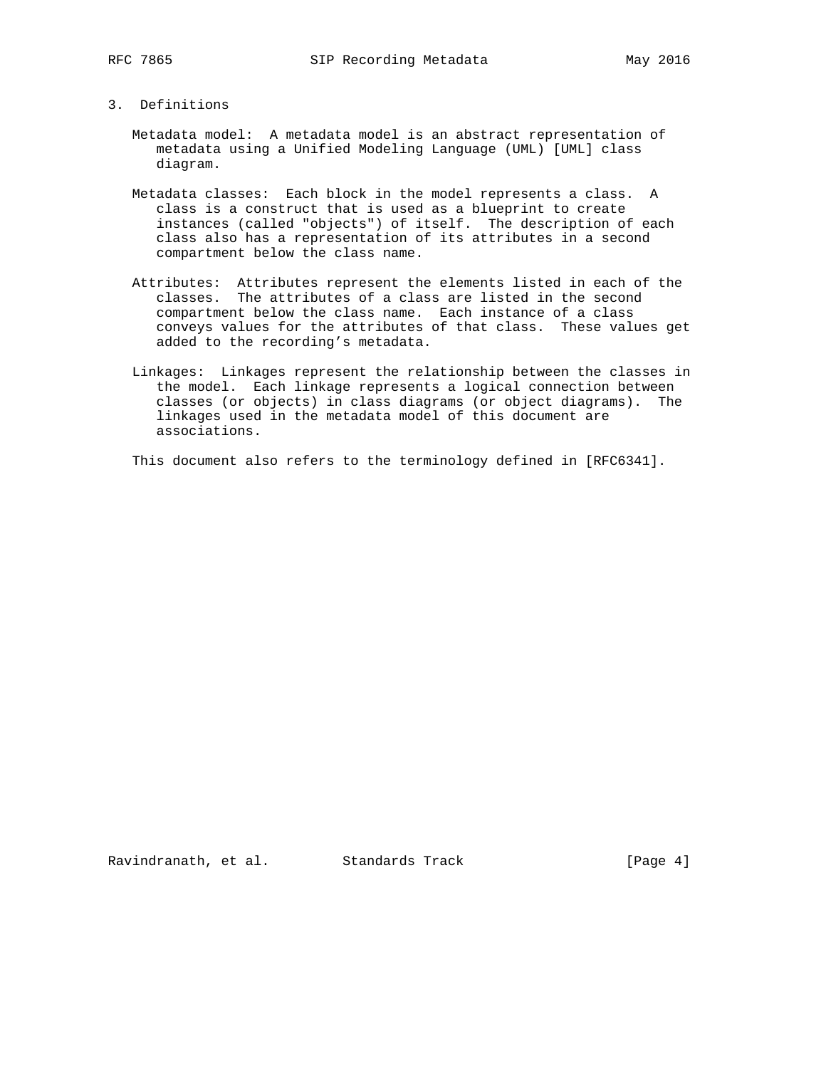## 3. Definitions

Metadata model: A metadata model is an abstract representation of metadata using a Unified Modeling Language (UML) [UML] class diagram.

Metadata classes: Each block in the model represents a class. A class is a construct that is used as a blueprint to create instances (called "objects") of itself. The description of each class also has a representation of its attributes in a second compartment below the class name.

Attributes: Attributes represent the elements listed in each of the classes. The attributes of a class are listed in the second compartment below the class name. Each instance of a class conveys values for the attributes of that class. These values get added to the recording's metadata.

Linkages: Linkages represent the relationship between the classes in the model. Each linkage represents a logical connection between classes (or objects) in class diagrams (or object diagrams). The linkages used in the metadata model of this document are associations.

This document also refers to the terminology defined in [RFC6341].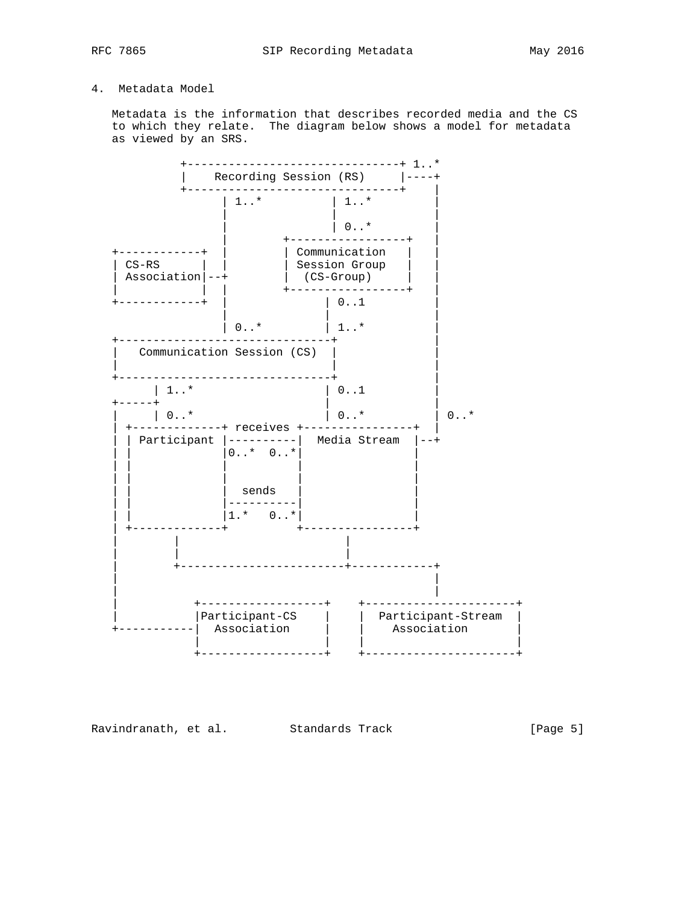## 4. Metadata Model

Metadata is the information that describes recorded media and the CS to which they relate. The diagram below shows a model for metadata as viewed by an SRS.

```
          +-------------------------------+ 1..*
          |    Recording Session (RS)     |----+
          +-------------------------------+    |
                | 1..*          | 1..*         |
                |               |              |
                |               | 0..*         |
                |       +-----------------+    |
+------------+  |       | Communication   |    |
| CS-RS      |  |       | Session Group   |    |
| Association|--+       |  (CS-Group)     |    |
|            |  |       +-----------------+    |
+------------+  |              | 0..1          |
                |              |               |
                | 0..*         | 1..*          |
+-------------------------------+              |
|   Communication Session (CS)  |              |
|                               |              |
+-------------------------------+              |
      | 1..*                   | 0..1          |
+-----+                        |               |
|     | 0..*                   | 0..*          | 0..*
| +-------------+ receives +----------------+  |
| | Participant |----------|  Media Stream  |--+
| |             |0..*  0..*|                |
| |             |          |                |
| |             |          |                |
| |             |  sends   |                |
| |             |----------|                |
| |             |1.*   0..*|                |
| +-------------+          +----------------+
|        |                        |
|        |                        |
|        +------------------------+------------+
|                                              |
|                                              |
|           +------------------+    +----------------------+
|           |Participant-CS    |    |  Participant-Stream  |
+-----------|  Association     |    |    Association       |
            |                  |    |                      |
            +------------------+    +----------------------+
```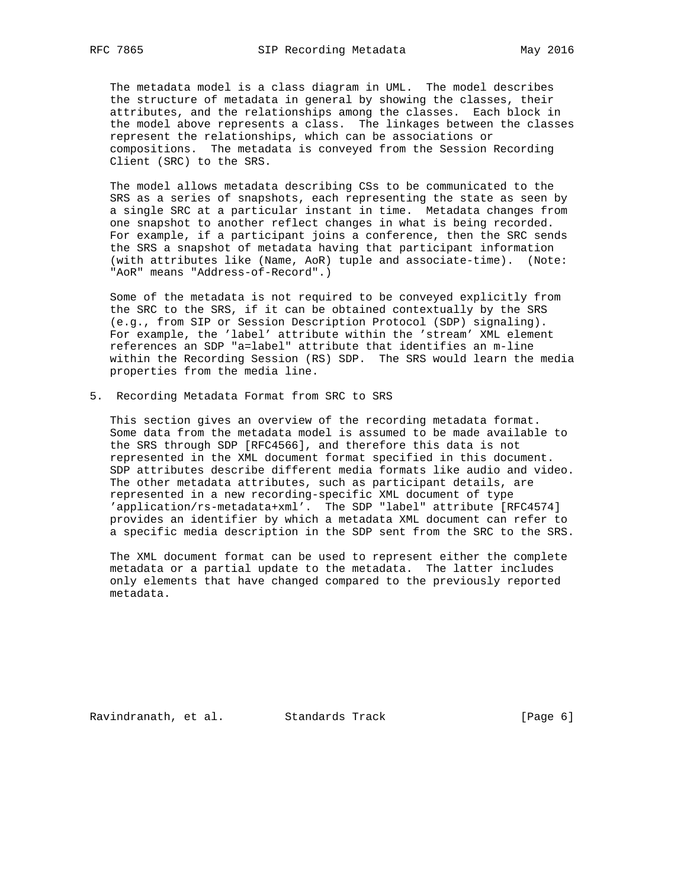The metadata model is a class diagram in UML. The model describes the structure of metadata in general by showing the classes, their attributes, and the relationships among the classes. Each block in the model above represents a class. The linkages between the classes represent the relationships, which can be associations or compositions. The metadata is conveyed from the Session Recording Client (SRC) to the SRS.

The model allows metadata describing CSs to be communicated to the SRS as a series of snapshots, each representing the state as seen by a single SRC at a particular instant in time. Metadata changes from one snapshot to another reflect changes in what is being recorded. For example, if a participant joins a conference, then the SRC sends the SRS a snapshot of metadata having that participant information (with attributes like (Name, AoR) tuple and associate-time). (Note: "AoR" means "Address-of-Record".)

Some of the metadata is not required to be conveyed explicitly from the SRC to the SRS, if it can be obtained contextually by the SRS (e.g., from SIP or Session Description Protocol (SDP) signaling). For example, the 'label' attribute within the 'stream' XML element references an SDP "a=label" attribute that identifies an m-line within the Recording Session (RS) SDP. The SRS would learn the media properties from the media line.

## 5. Recording Metadata Format from SRC to SRS

This section gives an overview of the recording metadata format. Some data from the metadata model is assumed to be made available to the SRS through SDP [RFC4566], and therefore this data is not represented in the XML document format specified in this document. SDP attributes describe different media formats like audio and video. The other metadata attributes, such as participant details, are represented in a new recording-specific XML document of type 'application/rs-metadata+xml'. The SDP "label" attribute [RFC4574] provides an identifier by which a metadata XML document can refer to a specific media description in the SDP sent from the SRC to the SRS.

The XML document format can be used to represent either the complete metadata or a partial update to the metadata. The latter includes only elements that have changed compared to the previously reported metadata.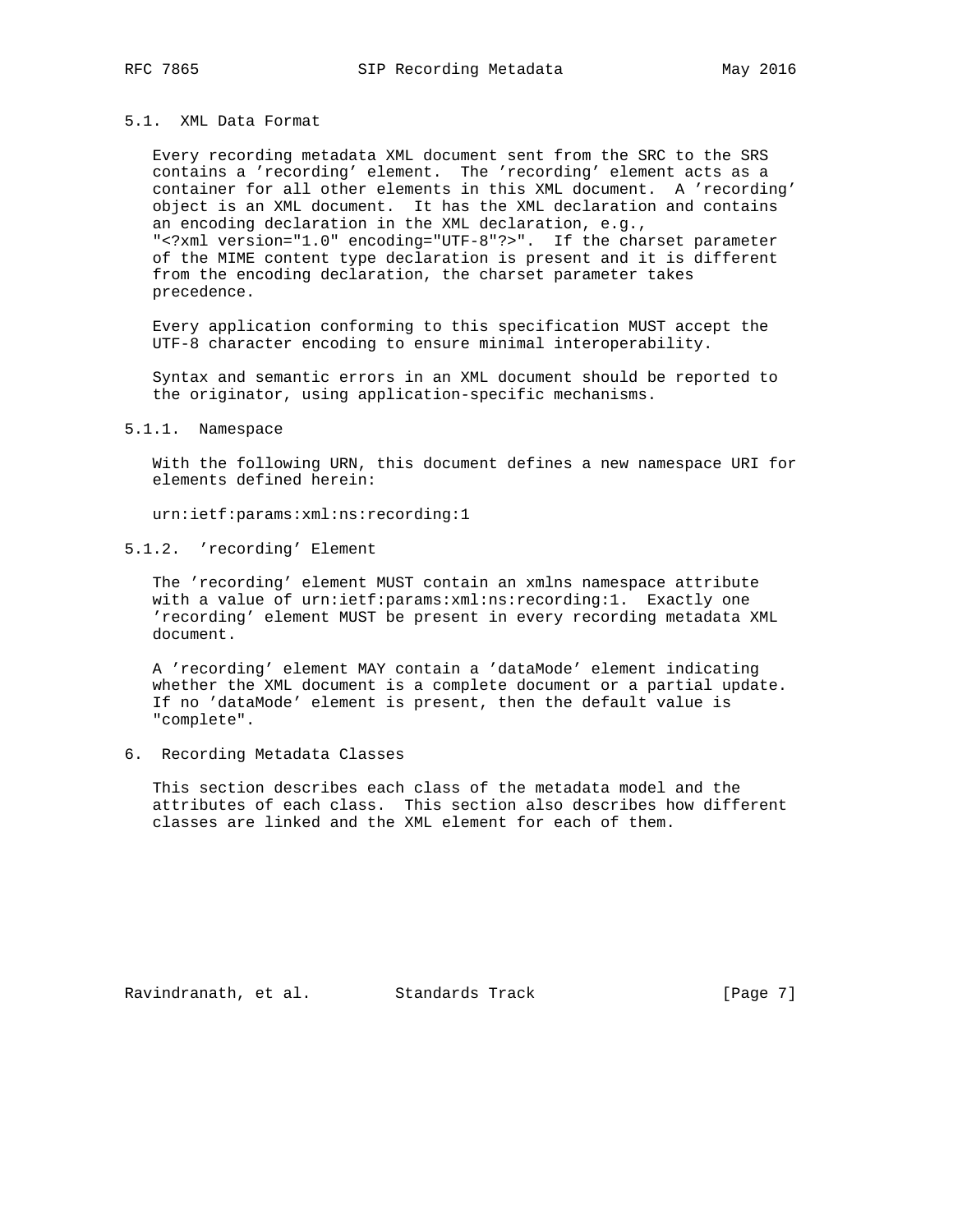### 5.1. XML Data Format

Every recording metadata XML document sent from the SRC to the SRS contains a 'recording' element. The 'recording' element acts as a container for all other elements in this XML document. A 'recording' object is an XML document. It has the XML declaration and contains an encoding declaration in the XML declaration, e.g., "<?xml version="1.0" encoding="UTF-8"?>". If the charset parameter of the MIME content type declaration is present and it is different from the encoding declaration, the charset parameter takes precedence.

Every application conforming to this specification MUST accept the UTF-8 character encoding to ensure minimal interoperability.

Syntax and semantic errors in an XML document should be reported to the originator, using application-specific mechanisms.

#### 5.1.1. Namespace

With the following URN, this document defines a new namespace URI for elements defined herein:

urn:ietf:params:xml:ns:recording:1

#### 5.1.2. 'recording' Element

The 'recording' element MUST contain an xmlns namespace attribute with a value of urn:ietf:params:xml:ns:recording:1. Exactly one 'recording' element MUST be present in every recording metadata XML document.

A 'recording' element MAY contain a 'dataMode' element indicating whether the XML document is a complete document or a partial update. If no 'dataMode' element is present, then the default value is "complete".

## 6. Recording Metadata Classes

This section describes each class of the metadata model and the attributes of each class. This section also describes how different classes are linked and the XML element for each of them.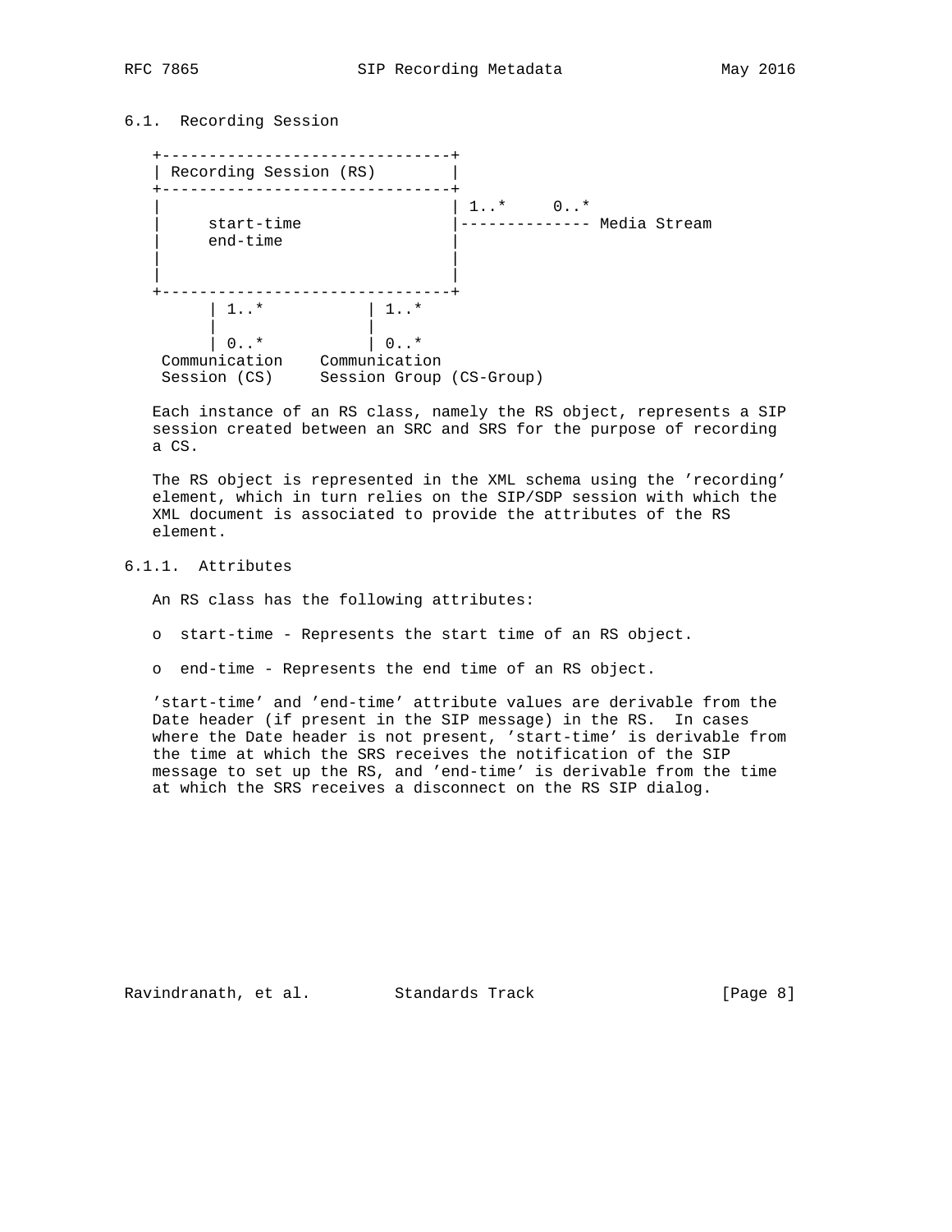## 6.1. Recording Session

```
   +-------------------------------+
   | Recording Session (RS)        |
   +-------------------------------+
   |                               | 1..*     0..*
   |     start-time                |-------------- Media Stream
   |     end-time                  |
   |                               |
   |                               |
   +-------------------------------+
         | 1..*            | 1..*
         |                 |
         | 0..*            | 0..*
    Communication    Communication
    Session (CS)     Session Group (CS-Group)
```

Each instance of an RS class, namely the RS object, represents a SIP session created between an SRC and SRS for the purpose of recording a CS.

The RS object is represented in the XML schema using the 'recording' element, which in turn relies on the SIP/SDP session with which the XML document is associated to provide the attributes of the RS element.

### 6.1.1. Attributes

An RS class has the following attributes:

- start-time - Represents the start time of an RS object.
- end-time - Represents the end time of an RS object.

'start-time' and 'end-time' attribute values are derivable from the Date header (if present in the SIP message) in the RS. In cases where the Date header is not present, 'start-time' is derivable from the time at which the SRS receives the notification of the SIP message to set up the RS, and 'end-time' is derivable from the time at which the SRS receives a disconnect on the RS SIP dialog.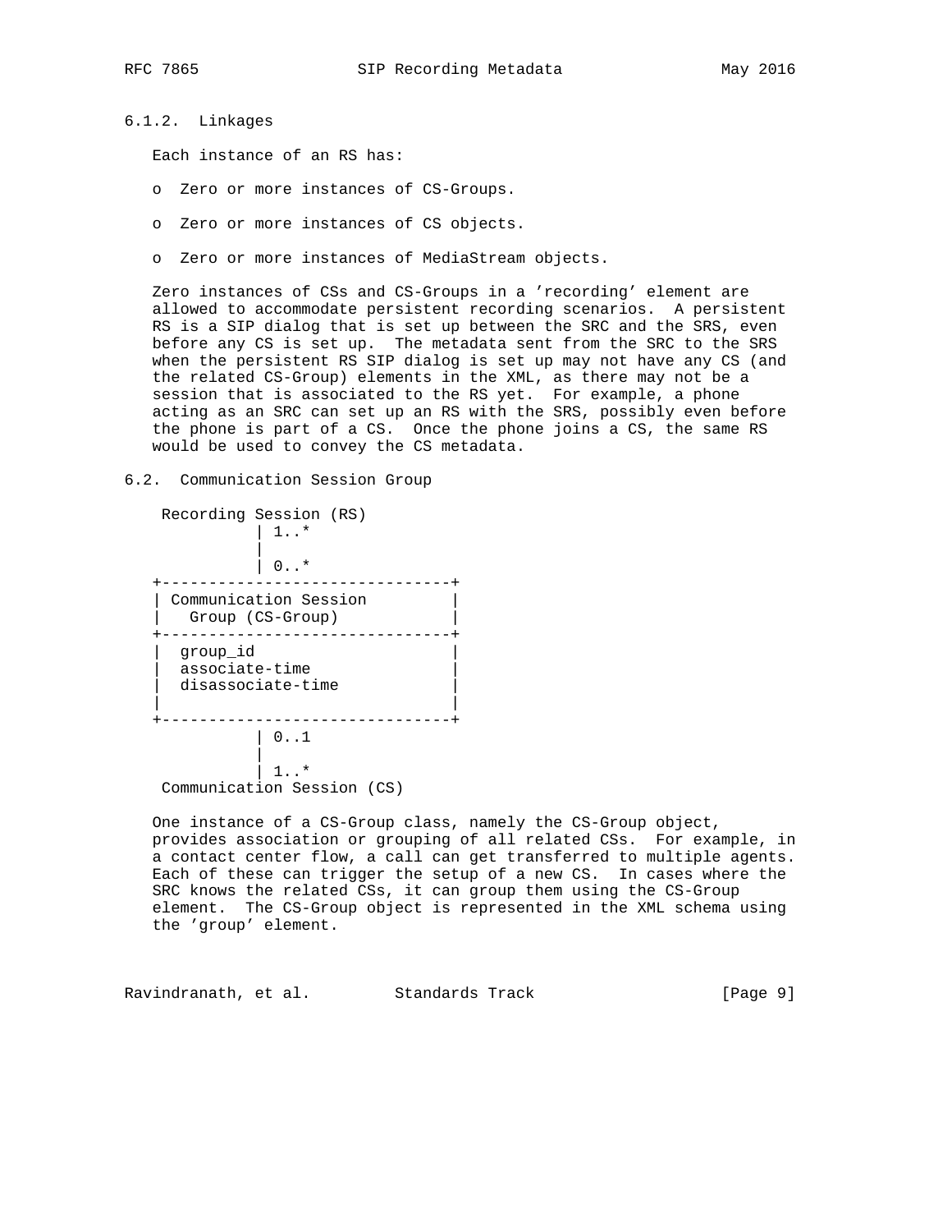### 6.1.2. Linkages

Each instance of an RS has:

- Zero or more instances of CS-Groups.
- Zero or more instances of CS objects.
- Zero or more instances of MediaStream objects.

Zero instances of CSs and CS-Groups in a 'recording' element are allowed to accommodate persistent recording scenarios. A persistent RS is a SIP dialog that is set up between the SRC and the SRS, even before any CS is set up. The metadata sent from the SRC to the SRS when the persistent RS SIP dialog is set up may not have any CS (and the related CS-Group) elements in the XML, as there may not be a session that is associated to the RS yet. For example, a phone acting as an SRC can set up an RS with the SRS, possibly even before the phone is part of a CS. Once the phone joins a CS, the same RS would be used to convey the CS metadata.

## 6.2. Communication Session Group

```
     Recording Session (RS)
               | 1..*
               |
               | 0..*
    +-------------------------------+
    | Communication Session         |
    |   Group (CS-Group)            |
    +-------------------------------+
    |  group_id                     |
    |  associate-time               |
    |  disassociate-time            |
    |                               |
    +-------------------------------+
               | 0..1
               |
               | 1..*
     Communication Session (CS)
```

One instance of a CS-Group class, namely the CS-Group object, provides association or grouping of all related CSs. For example, in a contact center flow, a call can get transferred to multiple agents. Each of these can trigger the setup of a new CS. In cases where the SRC knows the related CSs, it can group them using the CS-Group element. The CS-Group object is represented in the XML schema using the 'group' element.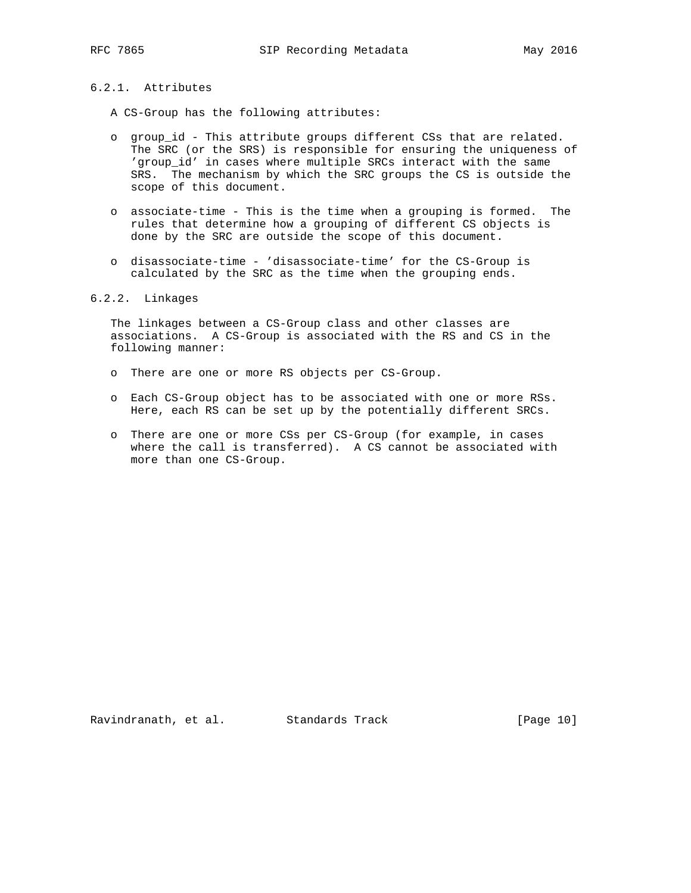#### 6.2.1. Attributes

A CS-Group has the following attributes:

- group_id - This attribute groups different CSs that are related. The SRC (or the SRS) is responsible for ensuring the uniqueness of 'group_id' in cases where multiple SRCs interact with the same SRS. The mechanism by which the SRC groups the CS is outside the scope of this document.

- associate-time - This is the time when a grouping is formed. The rules that determine how a grouping of different CS objects is done by the SRC are outside the scope of this document.

- disassociate-time - 'disassociate-time' for the CS-Group is calculated by the SRC as the time when the grouping ends.

#### 6.2.2. Linkages

The linkages between a CS-Group class and other classes are associations. A CS-Group is associated with the RS and CS in the following manner:

- There are one or more RS objects per CS-Group.

- Each CS-Group object has to be associated with one or more RSs. Here, each RS can be set up by the potentially different SRCs.

- There are one or more CSs per CS-Group (for example, in cases where the call is transferred). A CS cannot be associated with more than one CS-Group.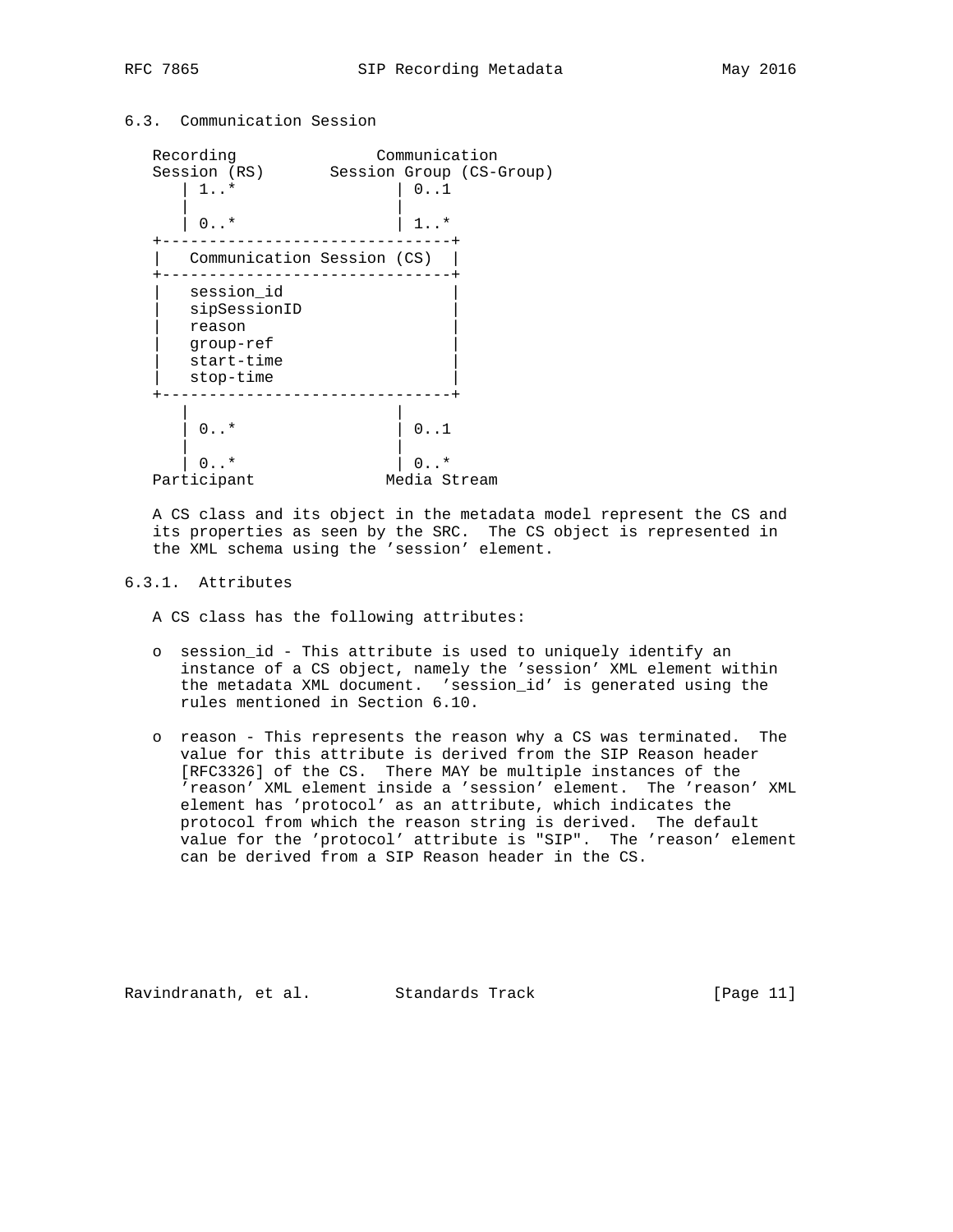### 6.3. Communication Session

```
   Recording               Communication
   Session (RS)       Session Group (CS-Group)
      | 1..*                | 0..1
      |                     |
      | 0..*                | 1..*
   +-------------------------------+
   |   Communication Session (CS)  |
   +-------------------------------+
   |   session_id                  |
   |   sipSessionID                |
   |   reason                      |
   |   group-ref                   |
   |   start-time                  |
   |   stop-time                   |
   +-------------------------------+
      |                     |
      | 0..*                | 0..1
      |                     |
      | 0..*                | 0..*
   Participant            Media Stream
```

A CS class and its object in the metadata model represent the CS and its properties as seen by the SRC. The CS object is represented in the XML schema using the 'session' element.

#### 6.3.1. Attributes

A CS class has the following attributes:

- session_id - This attribute is used to uniquely identify an instance of a CS object, namely the 'session' XML element within the metadata XML document. 'session_id' is generated using the rules mentioned in Section 6.10.

- reason - This represents the reason why a CS was terminated. The value for this attribute is derived from the SIP Reason header [RFC3326] of the CS. There MAY be multiple instances of the 'reason' XML element inside a 'session' element. The 'reason' XML element has 'protocol' as an attribute, which indicates the protocol from which the reason string is derived. The default value for the 'protocol' attribute is "SIP". The 'reason' element can be derived from a SIP Reason header in the CS.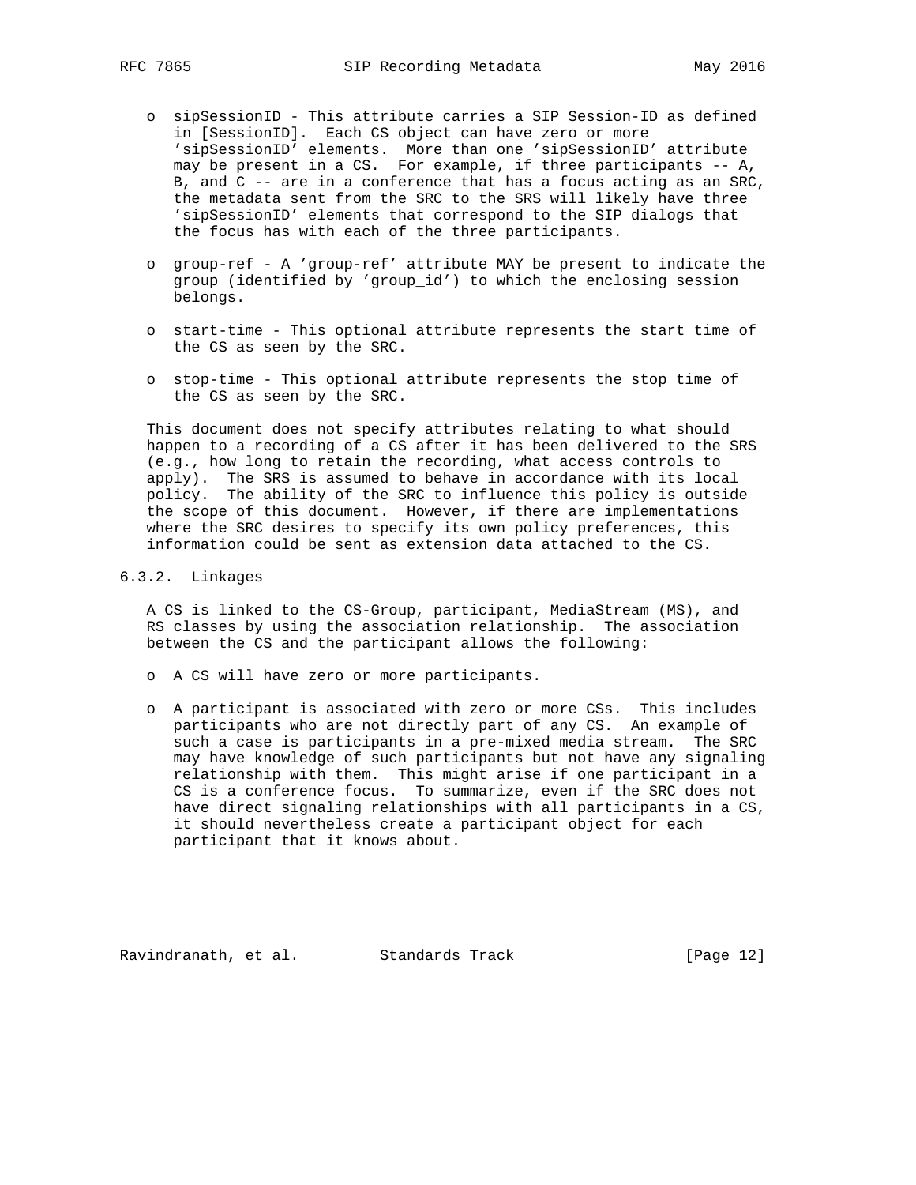- sipSessionID - This attribute carries a SIP Session-ID as defined in [SessionID]. Each CS object can have zero or more 'sipSessionID' elements. More than one 'sipSessionID' attribute may be present in a CS. For example, if three participants -- A, B, and C -- are in a conference that has a focus acting as an SRC, the metadata sent from the SRC to the SRS will likely have three 'sipSessionID' elements that correspond to the SIP dialogs that the focus has with each of the three participants.

- group-ref - A 'group-ref' attribute MAY be present to indicate the group (identified by 'group_id') to which the enclosing session belongs.

- start-time - This optional attribute represents the start time of the CS as seen by the SRC.

- stop-time - This optional attribute represents the stop time of the CS as seen by the SRC.

This document does not specify attributes relating to what should happen to a recording of a CS after it has been delivered to the SRS (e.g., how long to retain the recording, what access controls to apply). The SRS is assumed to behave in accordance with its local policy. The ability of the SRC to influence this policy is outside the scope of this document. However, if there are implementations where the SRC desires to specify its own policy preferences, this information could be sent as extension data attached to the CS.

### 6.3.2. Linkages

A CS is linked to the CS-Group, participant, MediaStream (MS), and RS classes by using the association relationship. The association between the CS and the participant allows the following:

- A CS will have zero or more participants.

- A participant is associated with zero or more CSs. This includes participants who are not directly part of any CS. An example of such a case is participants in a pre-mixed media stream. The SRC may have knowledge of such participants but not have any signaling relationship with them. This might arise if one participant in a CS is a conference focus. To summarize, even if the SRC does not have direct signaling relationships with all participants in a CS, it should nevertheless create a participant object for each participant that it knows about.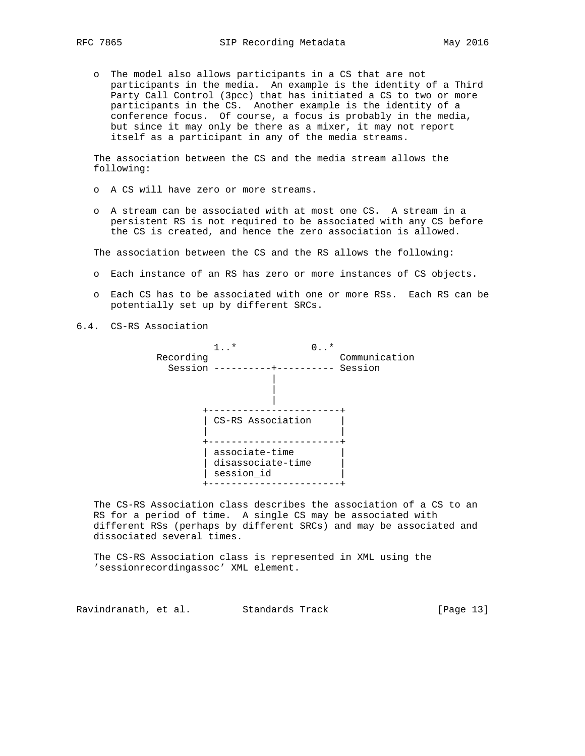- The model also allows participants in a CS that are not participants in the media. An example is the identity of a Third Party Call Control (3pcc) that has initiated a CS to two or more participants in the CS. Another example is the identity of a conference focus. Of course, a focus is probably in the media, but since it may only be there as a mixer, it may not report itself as a participant in any of the media streams.

The association between the CS and the media stream allows the following:

- A CS will have zero or more streams.

- A stream can be associated with at most one CS. A stream in a persistent RS is not required to be associated with any CS before the CS is created, and hence the zero association is allowed.

The association between the CS and the RS allows the following:

- Each instance of an RS has zero or more instances of CS objects.

- Each CS has to be associated with one or more RSs. Each RS can be potentially set up by different SRCs.

## 6.4. CS-RS Association

```
                 1..*             0..*
           Recording                   Communication
             Session ----------+---------- Session
                               |
                               |
                               |
                +-----------------------+
                | CS-RS Association     |
                |                       |
                +-----------------------+
                | associate-time        |
                | disassociate-time     |
                | session_id            |
                +-----------------------+
```

The CS-RS Association class describes the association of a CS to an RS for a period of time. A single CS may be associated with different RSs (perhaps by different SRCs) and may be associated and dissociated several times.

The CS-RS Association class is represented in XML using the 'sessionrecordingassoc' XML element.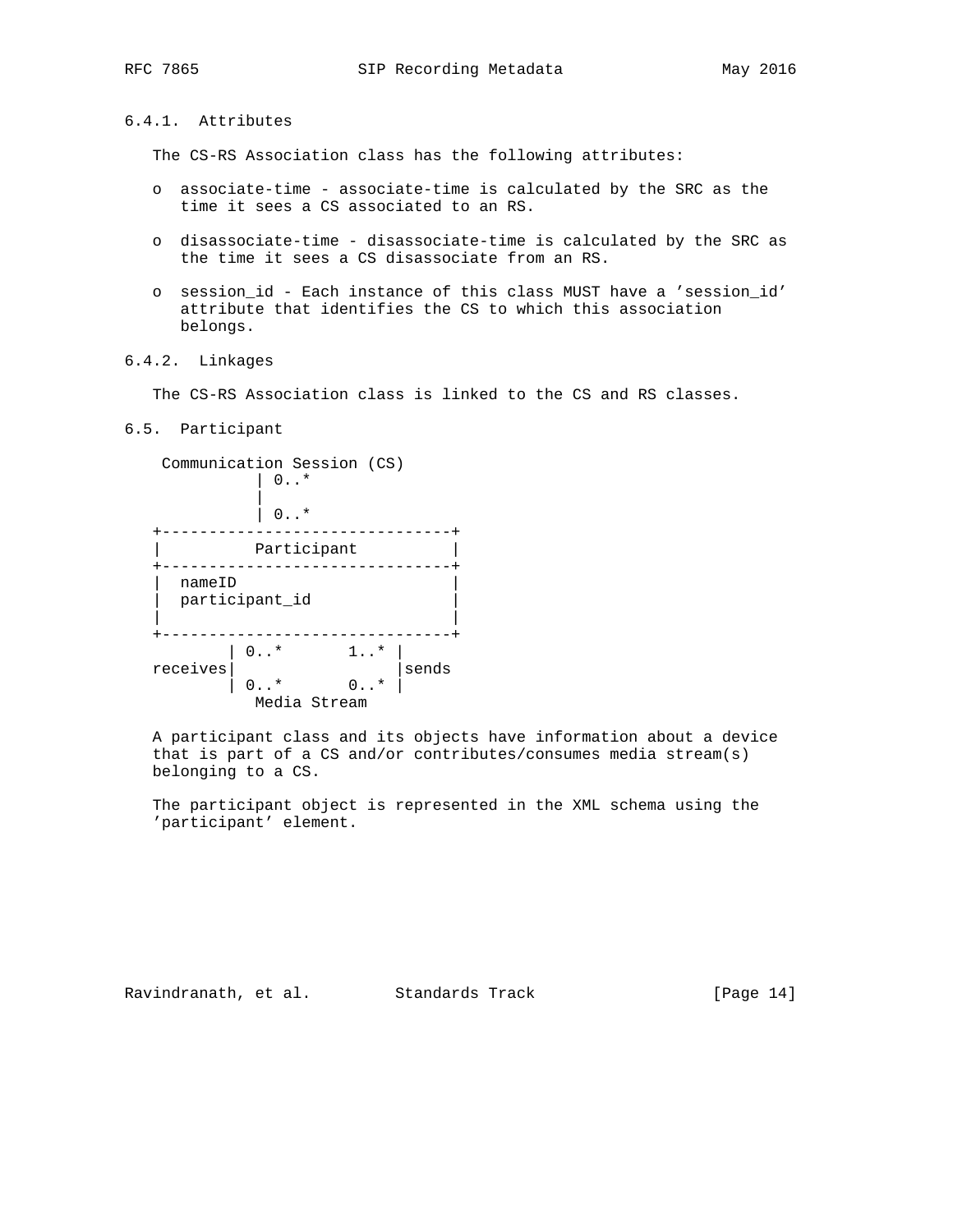### 6.4.1. Attributes

The CS-RS Association class has the following attributes:

- associate-time - associate-time is calculated by the SRC as the time it sees a CS associated to an RS.
- disassociate-time - disassociate-time is calculated by the SRC as the time it sees a CS disassociate from an RS.
- session_id - Each instance of this class MUST have a 'session_id' attribute that identifies the CS to which this association belongs.

### 6.4.2. Linkages

The CS-RS Association class is linked to the CS and RS classes.

## 6.5. Participant

```
     Communication Session (CS)
               | 0..*
               |
               | 0..*
   +-------------------------------+
   |          Participant          |
   +-------------------------------+
   |  nameID                       |
   |  participant_id               |
   |                               |
   +-------------------------------+
           | 0..*       1..* |
   receives|                 |sends
           | 0..*       0..* |
              Media Stream
```

A participant class and its objects have information about a device that is part of a CS and/or contributes/consumes media stream(s) belonging to a CS.

The participant object is represented in the XML schema using the 'participant' element.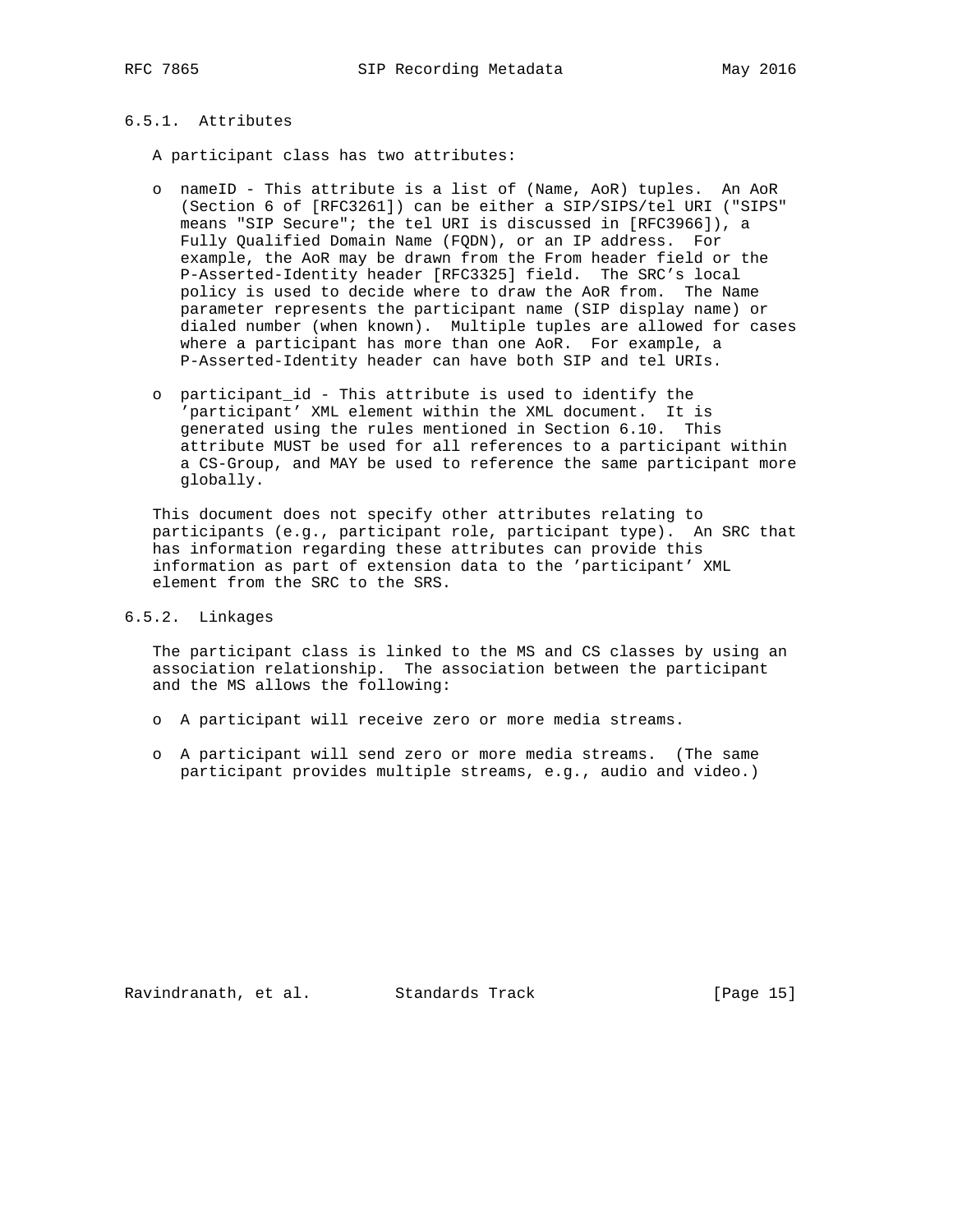### 6.5.1. Attributes

A participant class has two attributes:

- nameID - This attribute is a list of (Name, AoR) tuples. An AoR (Section 6 of [RFC3261]) can be either a SIP/SIPS/tel URI ("SIPS" means "SIP Secure"; the tel URI is discussed in [RFC3966]), a Fully Qualified Domain Name (FQDN), or an IP address. For example, the AoR may be drawn from the From header field or the P-Asserted-Identity header [RFC3325] field. The SRC's local policy is used to decide where to draw the AoR from. The Name parameter represents the participant name (SIP display name) or dialed number (when known). Multiple tuples are allowed for cases where a participant has more than one AoR. For example, a P-Asserted-Identity header can have both SIP and tel URIs.

- participant_id - This attribute is used to identify the 'participant' XML element within the XML document. It is generated using the rules mentioned in Section 6.10. This attribute MUST be used for all references to a participant within a CS-Group, and MAY be used to reference the same participant more globally.

This document does not specify other attributes relating to participants (e.g., participant role, participant type). An SRC that has information regarding these attributes can provide this information as part of extension data to the 'participant' XML element from the SRC to the SRS.

### 6.5.2. Linkages

The participant class is linked to the MS and CS classes by using an association relationship. The association between the participant and the MS allows the following:

- A participant will receive zero or more media streams.

- A participant will send zero or more media streams. (The same participant provides multiple streams, e.g., audio and video.)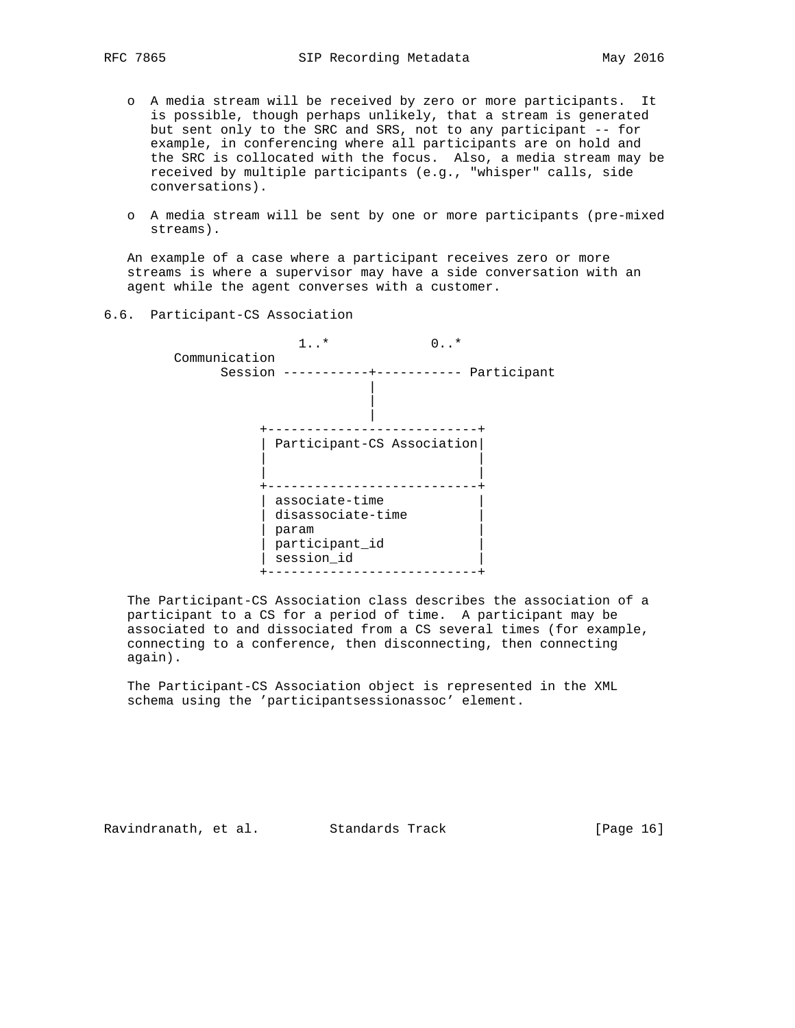- A media stream will be received by zero or more participants. It is possible, though perhaps unlikely, that a stream is generated but sent only to the SRC and SRS, not to any participant -- for example, in conferencing where all participants are on hold and the SRC is collocated with the focus. Also, a media stream may be received by multiple participants (e.g., "whisper" calls, side conversations).

- A media stream will be sent by one or more participants (pre-mixed streams).

An example of a case where a participant receives zero or more streams is where a supervisor may have a side conversation with an agent while the agent converses with a customer.

## 6.6. Participant-CS Association

```
                  1..*             0..*
  Communication
        Session -----------+----------- Participant
                           |
                           |
                           |
              +---------------------------+
              | Participant-CS Association|
              |                           |
              |                           |
              +---------------------------+
              | associate-time            |
              | disassociate-time         |
              | param                     |
              | participant_id            |
              | session_id                |
              +---------------------------+
```

The Participant-CS Association class describes the association of a participant to a CS for a period of time. A participant may be associated to and dissociated from a CS several times (for example, connecting to a conference, then disconnecting, then connecting again).

The Participant-CS Association object is represented in the XML schema using the 'participantsessionassoc' element.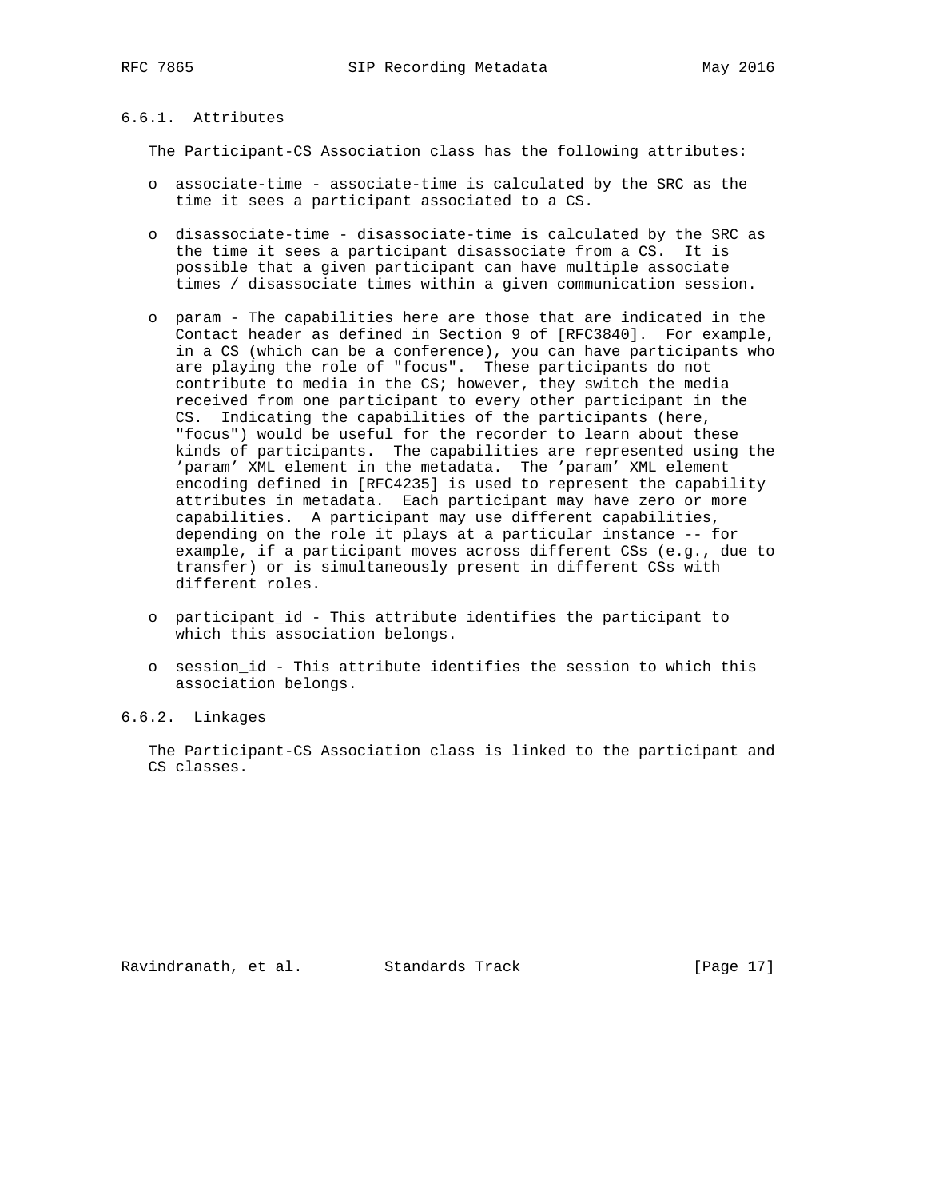#### 6.6.1. Attributes

The Participant-CS Association class has the following attributes:

- associate-time - associate-time is calculated by the SRC as the time it sees a participant associated to a CS.

- disassociate-time - disassociate-time is calculated by the SRC as the time it sees a participant disassociate from a CS. It is possible that a given participant can have multiple associate times / disassociate times within a given communication session.

- param - The capabilities here are those that are indicated in the Contact header as defined in Section 9 of [RFC3840]. For example, in a CS (which can be a conference), you can have participants who are playing the role of "focus". These participants do not contribute to media in the CS; however, they switch the media received from one participant to every other participant in the CS. Indicating the capabilities of the participants (here, "focus") would be useful for the recorder to learn about these kinds of participants. The capabilities are represented using the 'param' XML element in the metadata. The 'param' XML element encoding defined in [RFC4235] is used to represent the capability attributes in metadata. Each participant may have zero or more capabilities. A participant may use different capabilities, depending on the role it plays at a particular instance -- for example, if a participant moves across different CSs (e.g., due to transfer) or is simultaneously present in different CSs with different roles.

- participant_id - This attribute identifies the participant to which this association belongs.

- session_id - This attribute identifies the session to which this association belongs.

#### 6.6.2. Linkages

The Participant-CS Association class is linked to the participant and CS classes.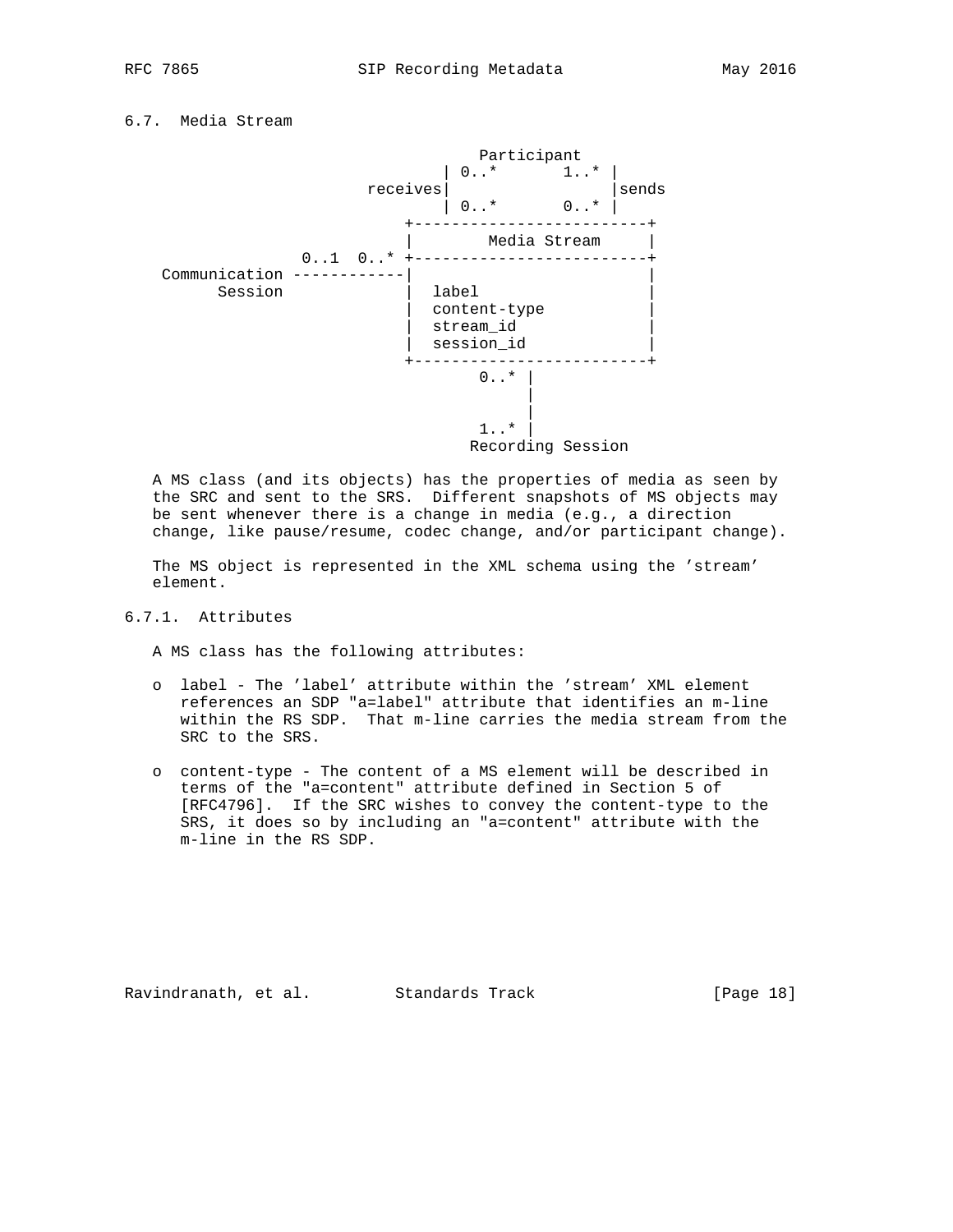## 6.7. Media Stream

```
                                   Participant
                                 | 0..*       1..* |
                         receives|                 |sends
                                 | 0..*       0..* |
                             +-------------------------+
                             |        Media Stream     |
                   0..1  0..* +-------------------------+
    Communication ------------|                         |
          Session            |  label                  |
                             |  content-type           |
                             |  stream_id              |
                             |  session_id             |
                             +-------------------------+
                                    0..* |
                                         |
                                         |
                                    1..* |
                                  Recording Session
```

A MS class (and its objects) has the properties of media as seen by the SRC and sent to the SRS. Different snapshots of MS objects may be sent whenever there is a change in media (e.g., a direction change, like pause/resume, codec change, and/or participant change).

The MS object is represented in the XML schema using the 'stream' element.

### 6.7.1. Attributes

A MS class has the following attributes:

- label - The 'label' attribute within the 'stream' XML element references an SDP "a=label" attribute that identifies an m-line within the RS SDP. That m-line carries the media stream from the SRC to the SRS.

- content-type - The content of a MS element will be described in terms of the "a=content" attribute defined in Section 5 of [RFC4796]. If the SRC wishes to convey the content-type to the SRS, it does so by including an "a=content" attribute with the m-line in the RS SDP.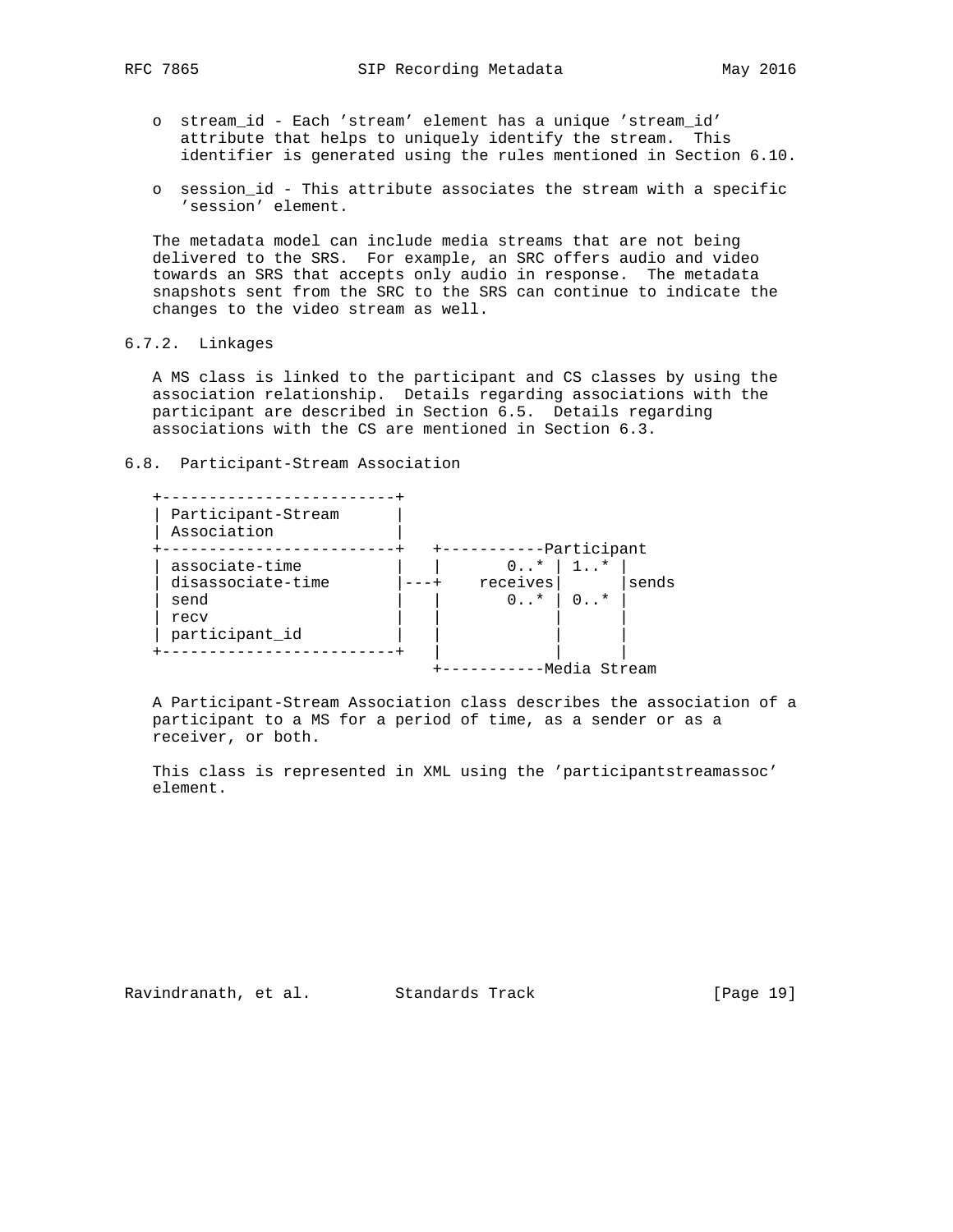- stream_id - Each 'stream' element has a unique 'stream_id' attribute that helps to uniquely identify the stream. This identifier is generated using the rules mentioned in Section 6.10.

- session_id - This attribute associates the stream with a specific 'session' element.

The metadata model can include media streams that are not being delivered to the SRS. For example, an SRC offers audio and video towards an SRS that accepts only audio in response. The metadata snapshots sent from the SRC to the SRS can continue to indicate the changes to the video stream as well.

### 6.7.2. Linkages

A MS class is linked to the participant and CS classes by using the association relationship. Details regarding associations with the participant are described in Section 6.5. Details regarding associations with the CS are mentioned in Section 6.3.

## 6.8. Participant-Stream Association

```
+-------------------------+
| Participant-Stream      |
| Association             |
+-------------------------+   +-----------Participant
| associate-time          |   |       0..* | 1..* |
| disassociate-time       |---+    receives|      |sends
| send                    |   |       0..* | 0..* |
| recv                    |   |            |      |
| participant_id          |   |            |      |
+-------------------------+   |            |      |
                              +-----------Media Stream
```

A Participant-Stream Association class describes the association of a participant to a MS for a period of time, as a sender or as a receiver, or both.

This class is represented in XML using the 'participantstreamassoc' element.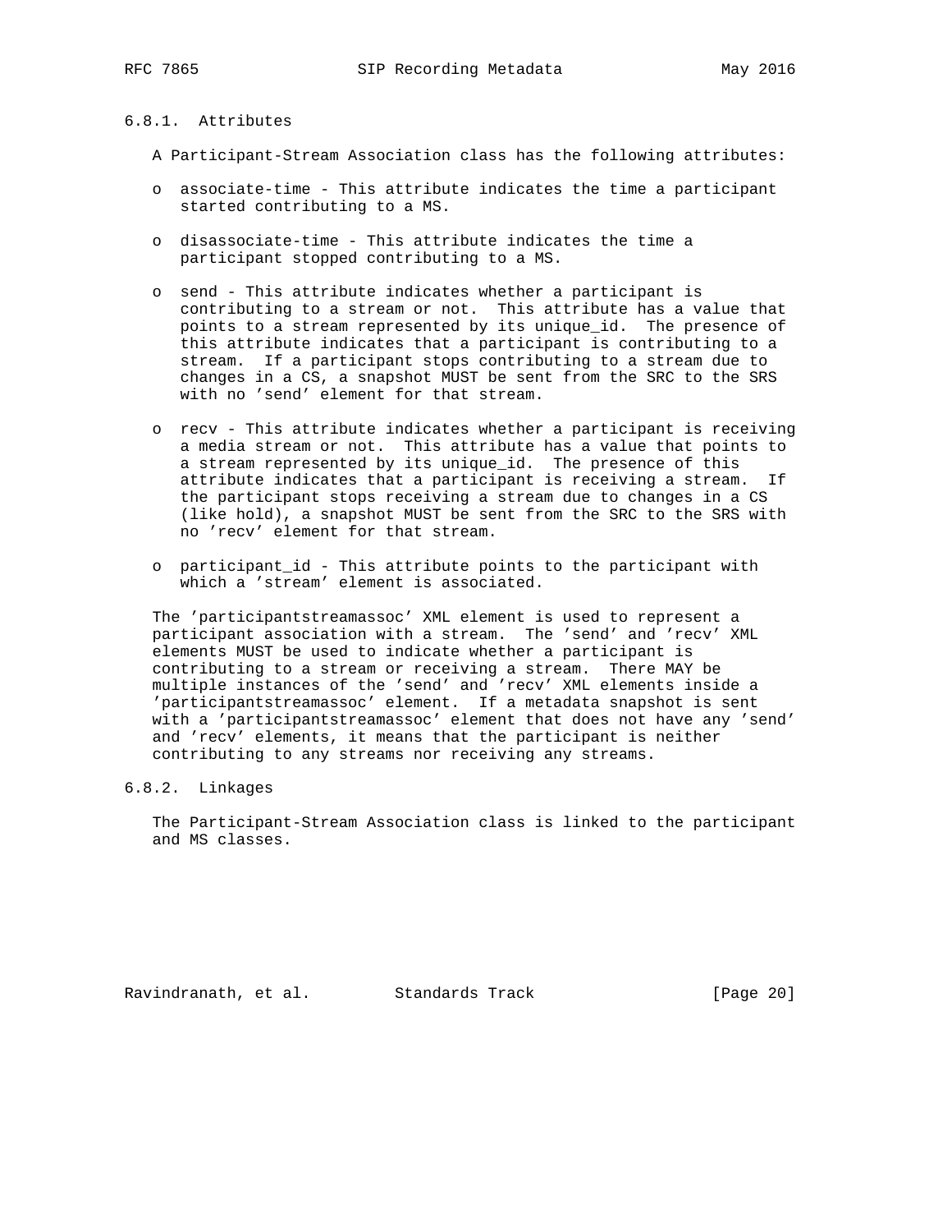### 6.8.1. Attributes

A Participant-Stream Association class has the following attributes:

- associate-time - This attribute indicates the time a participant started contributing to a MS.

- disassociate-time - This attribute indicates the time a participant stopped contributing to a MS.

- send - This attribute indicates whether a participant is contributing to a stream or not. This attribute has a value that points to a stream represented by its unique_id. The presence of this attribute indicates that a participant is contributing to a stream. If a participant stops contributing to a stream due to changes in a CS, a snapshot MUST be sent from the SRC to the SRS with no 'send' element for that stream.

- recv - This attribute indicates whether a participant is receiving a media stream or not. This attribute has a value that points to a stream represented by its unique_id. The presence of this attribute indicates that a participant is receiving a stream. If the participant stops receiving a stream due to changes in a CS (like hold), a snapshot MUST be sent from the SRC to the SRS with no 'recv' element for that stream.

- participant_id - This attribute points to the participant with which a 'stream' element is associated.

The 'participantstreamassoc' XML element is used to represent a participant association with a stream. The 'send' and 'recv' XML elements MUST be used to indicate whether a participant is contributing to a stream or receiving a stream. There MAY be multiple instances of the 'send' and 'recv' XML elements inside a 'participantstreamassoc' element. If a metadata snapshot is sent with a 'participantstreamassoc' element that does not have any 'send' and 'recv' elements, it means that the participant is neither contributing to any streams nor receiving any streams.

### 6.8.2. Linkages

The Participant-Stream Association class is linked to the participant and MS classes.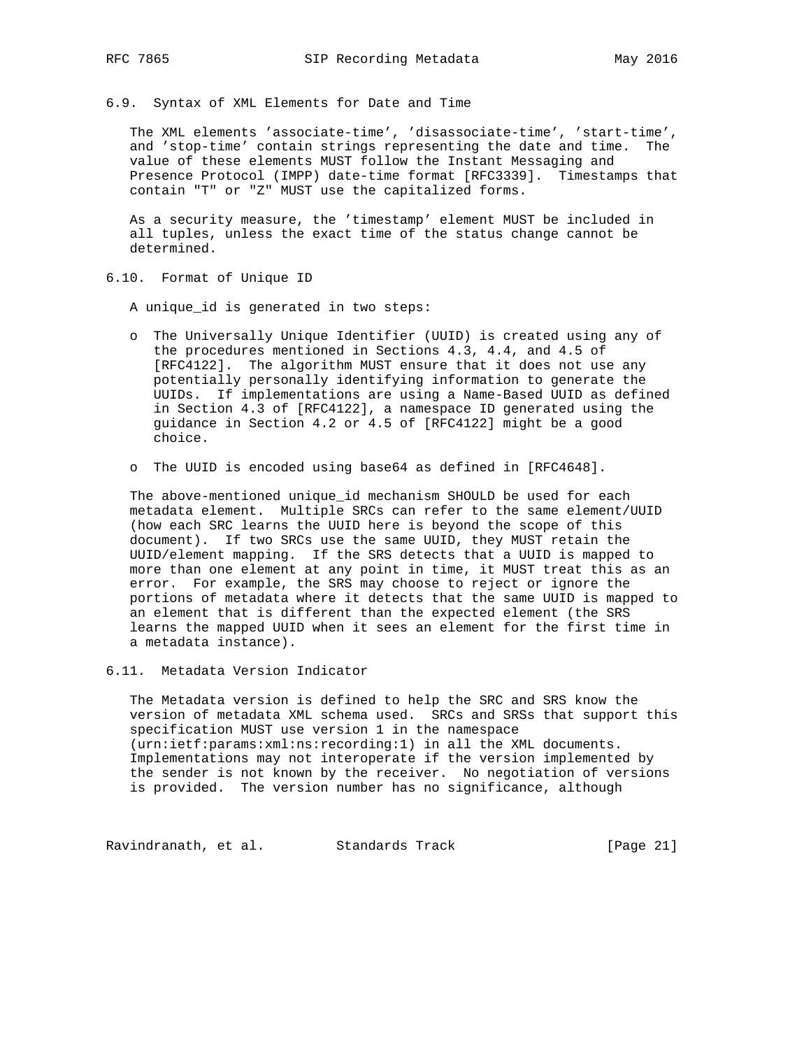### 6.9. Syntax of XML Elements for Date and Time

The XML elements 'associate-time', 'disassociate-time', 'start-time', and 'stop-time' contain strings representing the date and time. The value of these elements MUST follow the Instant Messaging and Presence Protocol (IMPP) date-time format [RFC3339]. Timestamps that contain "T" or "Z" MUST use the capitalized forms.

As a security measure, the 'timestamp' element MUST be included in all tuples, unless the exact time of the status change cannot be determined.

### 6.10. Format of Unique ID

A unique_id is generated in two steps:

- The Universally Unique Identifier (UUID) is created using any of the procedures mentioned in Sections 4.3, 4.4, and 4.5 of [RFC4122]. The algorithm MUST ensure that it does not use any potentially personally identifying information to generate the UUIDs. If implementations are using a Name-Based UUID as defined in Section 4.3 of [RFC4122], a namespace ID generated using the guidance in Section 4.2 or 4.5 of [RFC4122] might be a good choice.

- The UUID is encoded using base64 as defined in [RFC4648].

The above-mentioned unique_id mechanism SHOULD be used for each metadata element. Multiple SRCs can refer to the same element/UUID (how each SRC learns the UUID here is beyond the scope of this document). If two SRCs use the same UUID, they MUST retain the UUID/element mapping. If the SRS detects that a UUID is mapped to more than one element at any point in time, it MUST treat this as an error. For example, the SRS may choose to reject or ignore the portions of metadata where it detects that the same UUID is mapped to an element that is different than the expected element (the SRS learns the mapped UUID when it sees an element for the first time in a metadata instance).

### 6.11. Metadata Version Indicator

The Metadata version is defined to help the SRC and SRS know the version of metadata XML schema used. SRCs and SRSs that support this specification MUST use version 1 in the namespace (urn:ietf:params:xml:ns:recording:1) in all the XML documents. Implementations may not interoperate if the version implemented by the sender is not known by the receiver. No negotiation of versions is provided. The version number has no significance, although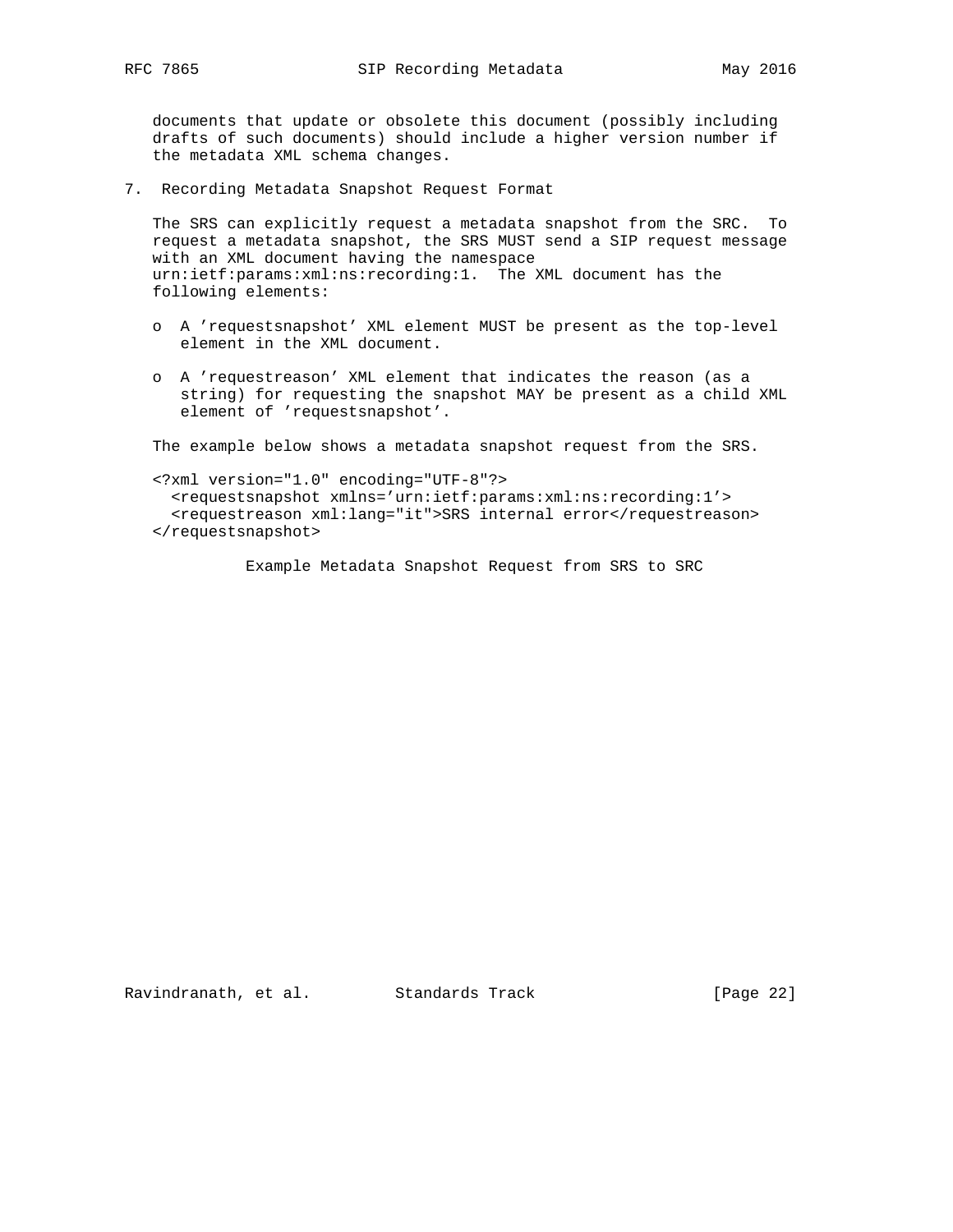documents that update or obsolete this document (possibly including drafts of such documents) should include a higher version number if the metadata XML schema changes.

## 7. Recording Metadata Snapshot Request Format

The SRS can explicitly request a metadata snapshot from the SRC. To request a metadata snapshot, the SRS MUST send a SIP request message with an XML document having the namespace urn:ietf:params:xml:ns:recording:1. The XML document has the following elements:

- A 'requestsnapshot' XML element MUST be present as the top-level element in the XML document.

- A 'requestreason' XML element that indicates the reason (as a string) for requesting the snapshot MAY be present as a child XML element of 'requestsnapshot'.

The example below shows a metadata snapshot request from the SRS.

```
<?xml version="1.0" encoding="UTF-8"?>
  <requestsnapshot xmlns='urn:ietf:params:xml:ns:recording:1'>
  <requestreason xml:lang="it">SRS internal error</requestreason>
</requestsnapshot>
```

Example Metadata Snapshot Request from SRS to SRC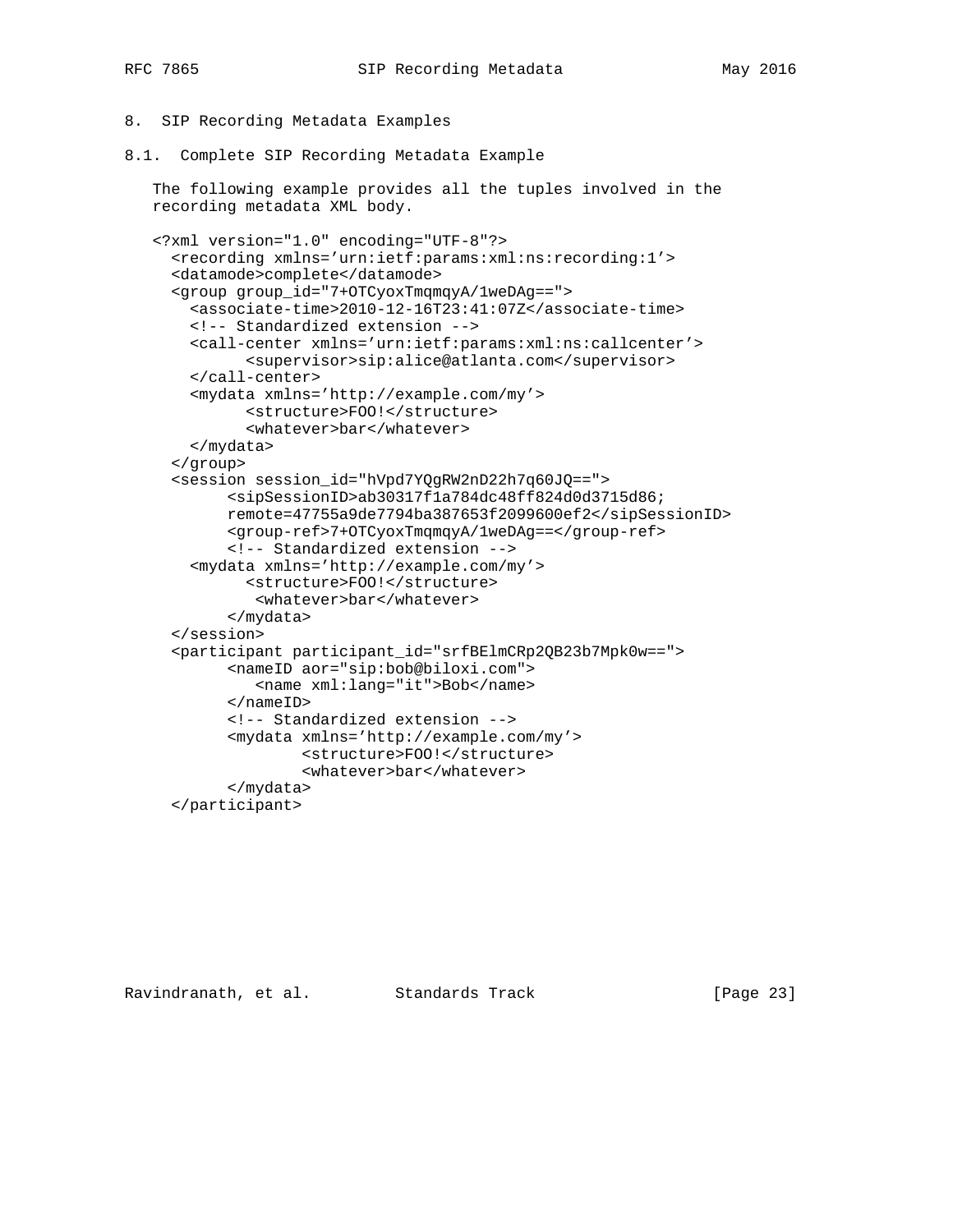## 8. SIP Recording Metadata Examples

### 8.1. Complete SIP Recording Metadata Example

The following example provides all the tuples involved in the recording metadata XML body.

```
<?xml version="1.0" encoding="UTF-8"?>
  <recording xmlns='urn:ietf:params:xml:ns:recording:1'>
  <datamode>complete</datamode>
  <group group_id="7+OTCyoxTmqmqyA/1weDAg==">
    <associate-time>2010-12-16T23:41:07Z</associate-time>
    <!-- Standardized extension -->
    <call-center xmlns='urn:ietf:params:xml:ns:callcenter'>
          <supervisor>sip:alice@atlanta.com</supervisor>
    </call-center>
    <mydata xmlns='http://example.com/my'>
          <structure>FOO!</structure>
          <whatever>bar</whatever>
    </mydata>
  </group>
  <session session_id="hVpd7YQgRW2nD22h7q60JQ==">
        <sipSessionID>ab30317f1a784dc48ff824d0d3715d86;
        remote=47755a9de7794ba387653f2099600ef2</sipSessionID>
        <group-ref>7+OTCyoxTmqmqyA/1weDAg==</group-ref>
        <!-- Standardized extension -->
    <mydata xmlns='http://example.com/my'>
          <structure>FOO!</structure>
           <whatever>bar</whatever>
        </mydata>
  </session>
  <participant participant_id="srfBElmCRp2QB23b7Mpk0w==">
        <nameID aor="sip:bob@biloxi.com">
           <name xml:lang="it">Bob</name>
        </nameID>
        <!-- Standardized extension -->
        <mydata xmlns='http://example.com/my'>
                <structure>FOO!</structure>
                <whatever>bar</whatever>
        </mydata>
  </participant>
```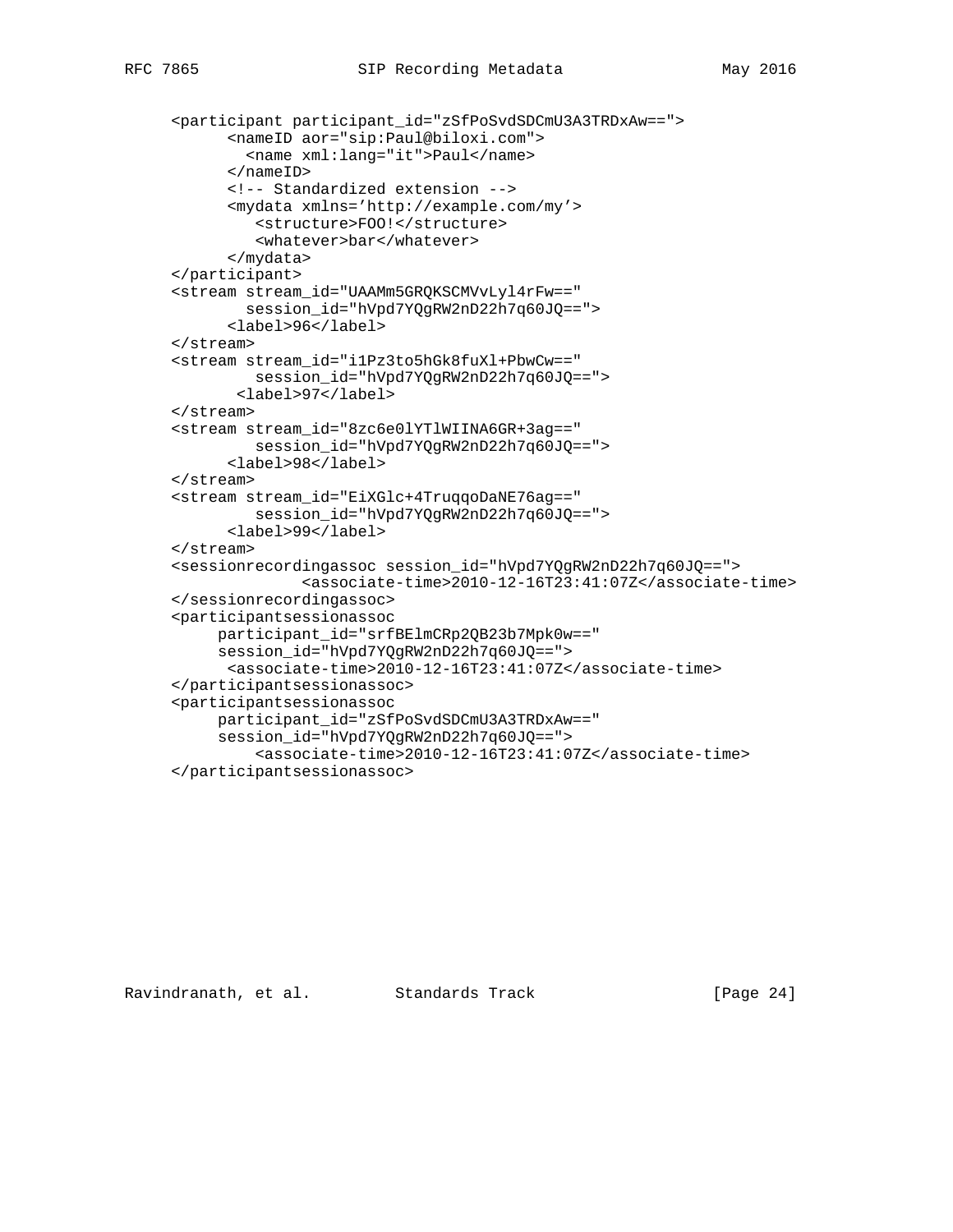```
     <participant participant_id="zSfPoSvdSDCmU3A3TRDxAw==">
           <nameID aor="sip:Paul@biloxi.com">
             <name xml:lang="it">Paul</name>
           </nameID>
           <!-- Standardized extension -->
           <mydata xmlns='http://example.com/my'>
              <structure>FOO!</structure>
              <whatever>bar</whatever>
           </mydata>
     </participant>
     <stream stream_id="UAAMm5GRQKSCMVvLyl4rFw=="
             session_id="hVpd7YQgRW2nD22h7q60JQ==">
           <label>96</label>
     </stream>
     <stream stream_id="i1Pz3to5hGk8fuXl+PbwCw=="
              session_id="hVpd7YQgRW2nD22h7q60JQ==">
            <label>97</label>
     </stream>
     <stream stream_id="8zc6e0lYTlWIINA6GR+3ag=="
              session_id="hVpd7YQgRW2nD22h7q60JQ==">
           <label>98</label>
     </stream>
     <stream stream_id="EiXGlc+4TruqqoDaNE76ag=="
              session_id="hVpd7YQgRW2nD22h7q60JQ==">
           <label>99</label>
     </stream>
     <sessionrecordingassoc session_id="hVpd7YQgRW2nD22h7q60JQ==">
                <associate-time>2010-12-16T23:41:07Z</associate-time>
     </sessionrecordingassoc>
     <participantsessionassoc
          participant_id="srfBElmCRp2QB23b7Mpk0w=="
          session_id="hVpd7YQgRW2nD22h7q60JQ==">
           <associate-time>2010-12-16T23:41:07Z</associate-time>
     </participantsessionassoc>
     <participantsessionassoc
          participant_id="zSfPoSvdSDCmU3A3TRDxAw=="
          session_id="hVpd7YQgRW2nD22h7q60JQ==">
              <associate-time>2010-12-16T23:41:07Z</associate-time>
     </participantsessionassoc>
```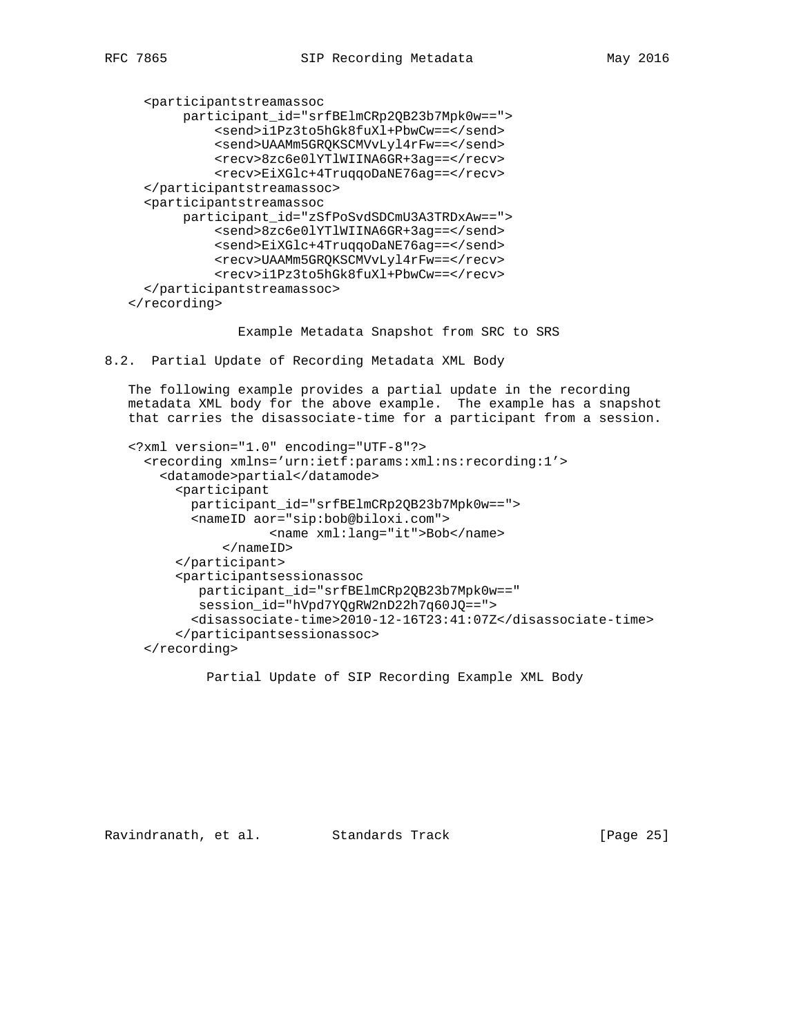```
     <participantstreamassoc
          participant_id="srfBElmCRp2QB23b7Mpk0w==">
              <send>i1Pz3to5hGk8fuXl+PbwCw==</send>
              <send>UAAMm5GRQKSCMVvLyl4rFw==</send>
              <recv>8zc6e0lYTlWIINA6GR+3ag==</recv>
              <recv>EiXGlc+4TruqqoDaNE76ag==</recv>
     </participantstreamassoc>
     <participantstreamassoc
          participant_id="zSfPoSvdSDCmU3A3TRDxAw==">
              <send>8zc6e0lYTlWIINA6GR+3ag==</send>
              <send>EiXGlc+4TruqqoDaNE76ag==</send>
              <recv>UAAMm5GRQKSCMVvLyl4rFw==</recv>
              <recv>i1Pz3to5hGk8fuXl+PbwCw==</recv>
     </participantstreamassoc>
   </recording>
```

Example Metadata Snapshot from SRC to SRS

## 8.2. Partial Update of Recording Metadata XML Body

The following example provides a partial update in the recording metadata XML body for the above example. The example has a snapshot that carries the disassociate-time for a participant from a session.

```
   <?xml version="1.0" encoding="UTF-8"?>
     <recording xmlns='urn:ietf:params:xml:ns:recording:1'>
       <datamode>partial</datamode>
         <participant
           participant_id="srfBElmCRp2QB23b7Mpk0w==">
           <nameID aor="sip:bob@biloxi.com">
                     <name xml:lang="it">Bob</name>
                </nameID>
         </participant>
         <participantsessionassoc
            participant_id="srfBElmCRp2QB23b7Mpk0w=="
            session_id="hVpd7YQgRW2nD22h7q60JQ==">
           <disassociate-time>2010-12-16T23:41:07Z</disassociate-time>
         </participantsessionassoc>
     </recording>
```

Partial Update of SIP Recording Example XML Body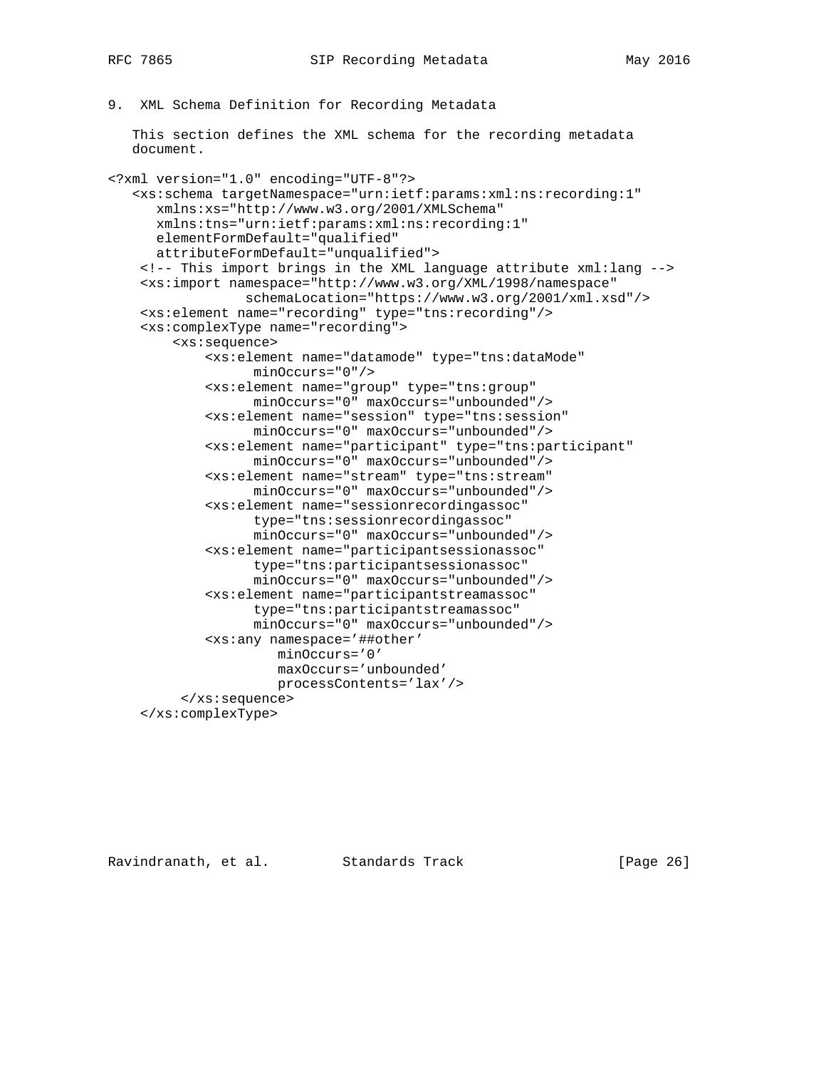## 9. XML Schema Definition for Recording Metadata

This section defines the XML schema for the recording metadata document.

```
<?xml version="1.0" encoding="UTF-8"?>
   <xs:schema targetNamespace="urn:ietf:params:xml:ns:recording:1"
      xmlns:xs="http://www.w3.org/2001/XMLSchema"
      xmlns:tns="urn:ietf:params:xml:ns:recording:1"
      elementFormDefault="qualified"
      attributeFormDefault="unqualified">
    <!-- This import brings in the XML language attribute xml:lang -->
    <xs:import namespace="http://www.w3.org/XML/1998/namespace"
               schemaLocation="https://www.w3.org/2001/xml.xsd"/>
    <xs:element name="recording" type="tns:recording"/>
    <xs:complexType name="recording">
        <xs:sequence>
            <xs:element name="datamode" type="tns:dataMode"
                  minOccurs="0"/>
            <xs:element name="group" type="tns:group"
                  minOccurs="0" maxOccurs="unbounded"/>
            <xs:element name="session" type="tns:session"
                  minOccurs="0" maxOccurs="unbounded"/>
            <xs:element name="participant" type="tns:participant"
                  minOccurs="0" maxOccurs="unbounded"/>
            <xs:element name="stream" type="tns:stream"
                  minOccurs="0" maxOccurs="unbounded"/>
            <xs:element name="sessionrecordingassoc"
                  type="tns:sessionrecordingassoc"
                  minOccurs="0" maxOccurs="unbounded"/>
            <xs:element name="participantsessionassoc"
                  type="tns:participantsessionassoc"
                  minOccurs="0" maxOccurs="unbounded"/>
            <xs:element name="participantstreamassoc"
                  type="tns:participantstreamassoc"
                  minOccurs="0" maxOccurs="unbounded"/>
            <xs:any namespace='##other'
                     minOccurs='0'
                     maxOccurs='unbounded'
                     processContents='lax'/>
         </xs:sequence>
    </xs:complexType>
```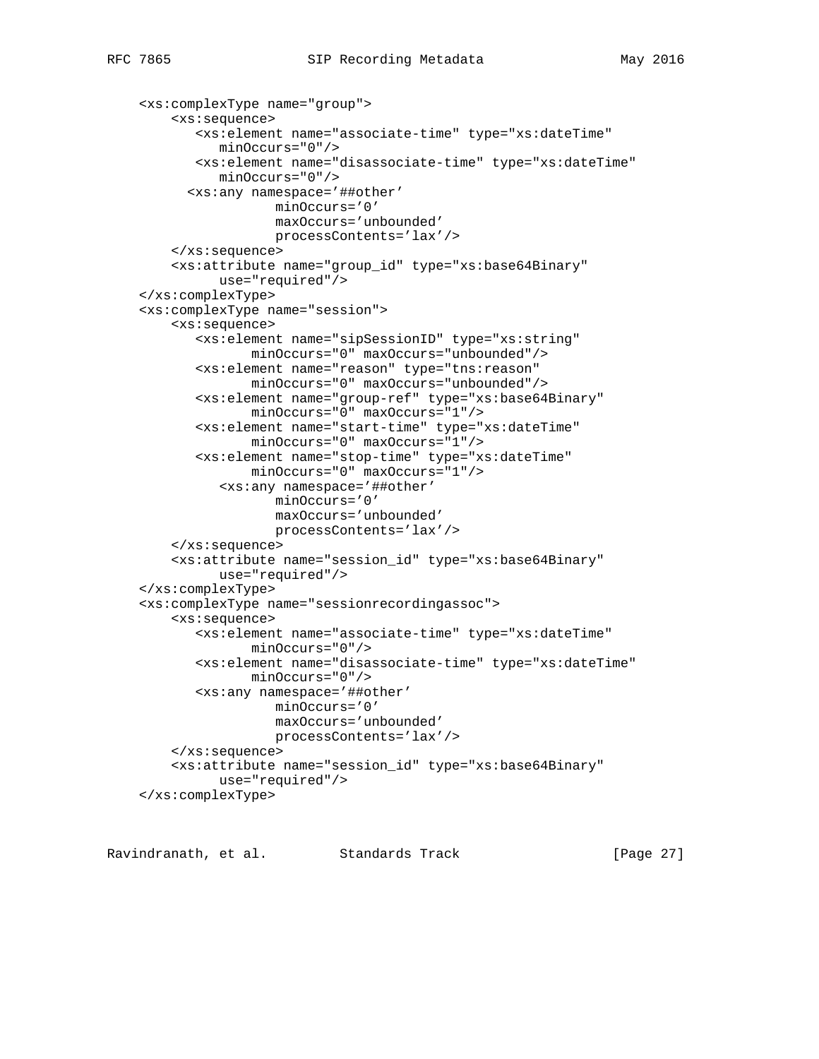```
    <xs:complexType name="group">
        <xs:sequence>
           <xs:element name="associate-time" type="xs:dateTime"
               minOccurs="0"/>
           <xs:element name="disassociate-time" type="xs:dateTime"
               minOccurs="0"/>
          <xs:any namespace='##other'
                      minOccurs='0'
                      maxOccurs='unbounded'
                      processContents='lax'/>
        </xs:sequence>
        <xs:attribute name="group_id" type="xs:base64Binary"
              use="required"/>
    </xs:complexType>
    <xs:complexType name="session">
        <xs:sequence>
           <xs:element name="sipSessionID" type="xs:string"
                   minOccurs="0" maxOccurs="unbounded"/>
           <xs:element name="reason" type="tns:reason"
                   minOccurs="0" maxOccurs="unbounded"/>
           <xs:element name="group-ref" type="xs:base64Binary"
                   minOccurs="0" maxOccurs="1"/>
           <xs:element name="start-time" type="xs:dateTime"
                   minOccurs="0" maxOccurs="1"/>
           <xs:element name="stop-time" type="xs:dateTime"
                   minOccurs="0" maxOccurs="1"/>
              <xs:any namespace='##other'
                     minOccurs='0'
                     maxOccurs='unbounded'
                     processContents='lax'/>
        </xs:sequence>
        <xs:attribute name="session_id" type="xs:base64Binary"
              use="required"/>
    </xs:complexType>
    <xs:complexType name="sessionrecordingassoc">
        <xs:sequence>
           <xs:element name="associate-time" type="xs:dateTime"
                   minOccurs="0"/>
           <xs:element name="disassociate-time" type="xs:dateTime"
                   minOccurs="0"/>
           <xs:any namespace='##other'
                      minOccurs='0'
                      maxOccurs='unbounded'
                      processContents='lax'/>
        </xs:sequence>
        <xs:attribute name="session_id" type="xs:base64Binary"
              use="required"/>
    </xs:complexType>
```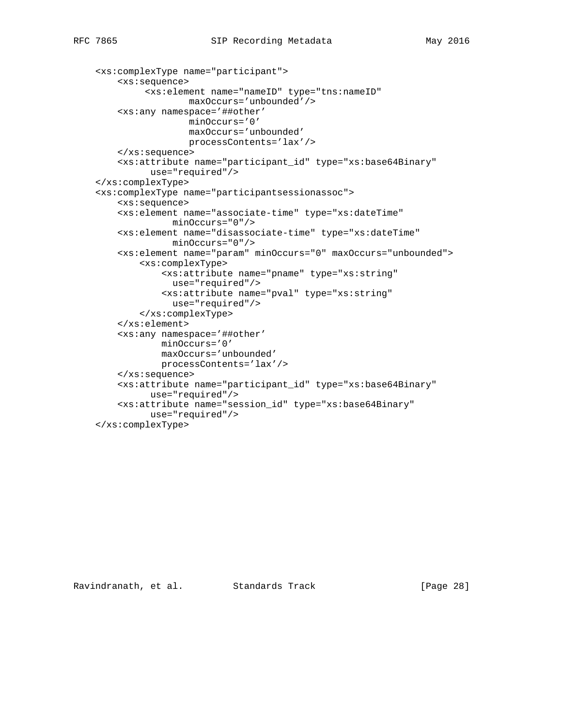```
    <xs:complexType name="participant">
        <xs:sequence>
             <xs:element name="nameID" type="tns:nameID"
                     maxOccurs='unbounded'/>
        <xs:any namespace='##other'
                     minOccurs='0'
                     maxOccurs='unbounded'
                     processContents='lax'/>
        </xs:sequence>
        <xs:attribute name="participant_id" type="xs:base64Binary"
              use="required"/>
    </xs:complexType>
    <xs:complexType name="participantsessionassoc">
        <xs:sequence>
        <xs:element name="associate-time" type="xs:dateTime"
                minOccurs="0"/>
        <xs:element name="disassociate-time" type="xs:dateTime"
                minOccurs="0"/>
        <xs:element name="param" minOccurs="0" maxOccurs="unbounded">
            <xs:complexType>
                <xs:attribute name="pname" type="xs:string"
                  use="required"/>
                <xs:attribute name="pval" type="xs:string"
                  use="required"/>
            </xs:complexType>
        </xs:element>
        <xs:any namespace='##other'
                minOccurs='0'
                maxOccurs='unbounded'
                processContents='lax'/>
        </xs:sequence>
        <xs:attribute name="participant_id" type="xs:base64Binary"
              use="required"/>
        <xs:attribute name="session_id" type="xs:base64Binary"
              use="required"/>
    </xs:complexType>
```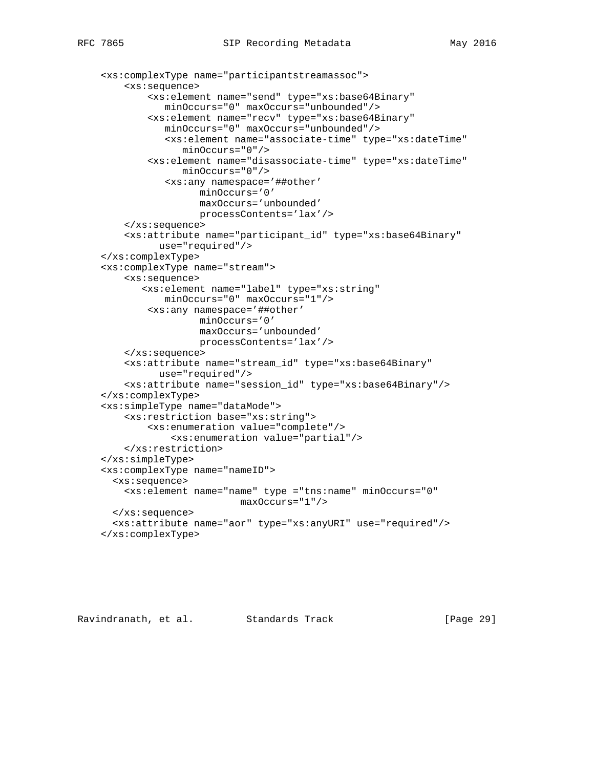```
    <xs:complexType name="participantstreamassoc">
        <xs:sequence>
            <xs:element name="send" type="xs:base64Binary"
               minOccurs="0" maxOccurs="unbounded"/>
            <xs:element name="recv" type="xs:base64Binary"
               minOccurs="0" maxOccurs="unbounded"/>
               <xs:element name="associate-time" type="xs:dateTime"
                  minOccurs="0"/>
            <xs:element name="disassociate-time" type="xs:dateTime"
                  minOccurs="0"/>
               <xs:any namespace='##other'
                     minOccurs='0'
                     maxOccurs='unbounded'
                     processContents='lax'/>
        </xs:sequence>
        <xs:attribute name="participant_id" type="xs:base64Binary"
              use="required"/>
    </xs:complexType>
    <xs:complexType name="stream">
        <xs:sequence>
           <xs:element name="label" type="xs:string"
               minOccurs="0" maxOccurs="1"/>
            <xs:any namespace='##other'
                     minOccurs='0'
                     maxOccurs='unbounded'
                     processContents='lax'/>
        </xs:sequence>
        <xs:attribute name="stream_id" type="xs:base64Binary"
              use="required"/>
        <xs:attribute name="session_id" type="xs:base64Binary"/>
    </xs:complexType>
    <xs:simpleType name="dataMode">
        <xs:restriction base="xs:string">
            <xs:enumeration value="complete"/>
                <xs:enumeration value="partial"/>
        </xs:restriction>
    </xs:simpleType>
    <xs:complexType name="nameID">
      <xs:sequence>
        <xs:element name="name" type ="tns:name" minOccurs="0"
                            maxOccurs="1"/>
      </xs:sequence>
      <xs:attribute name="aor" type="xs:anyURI" use="required"/>
    </xs:complexType>
```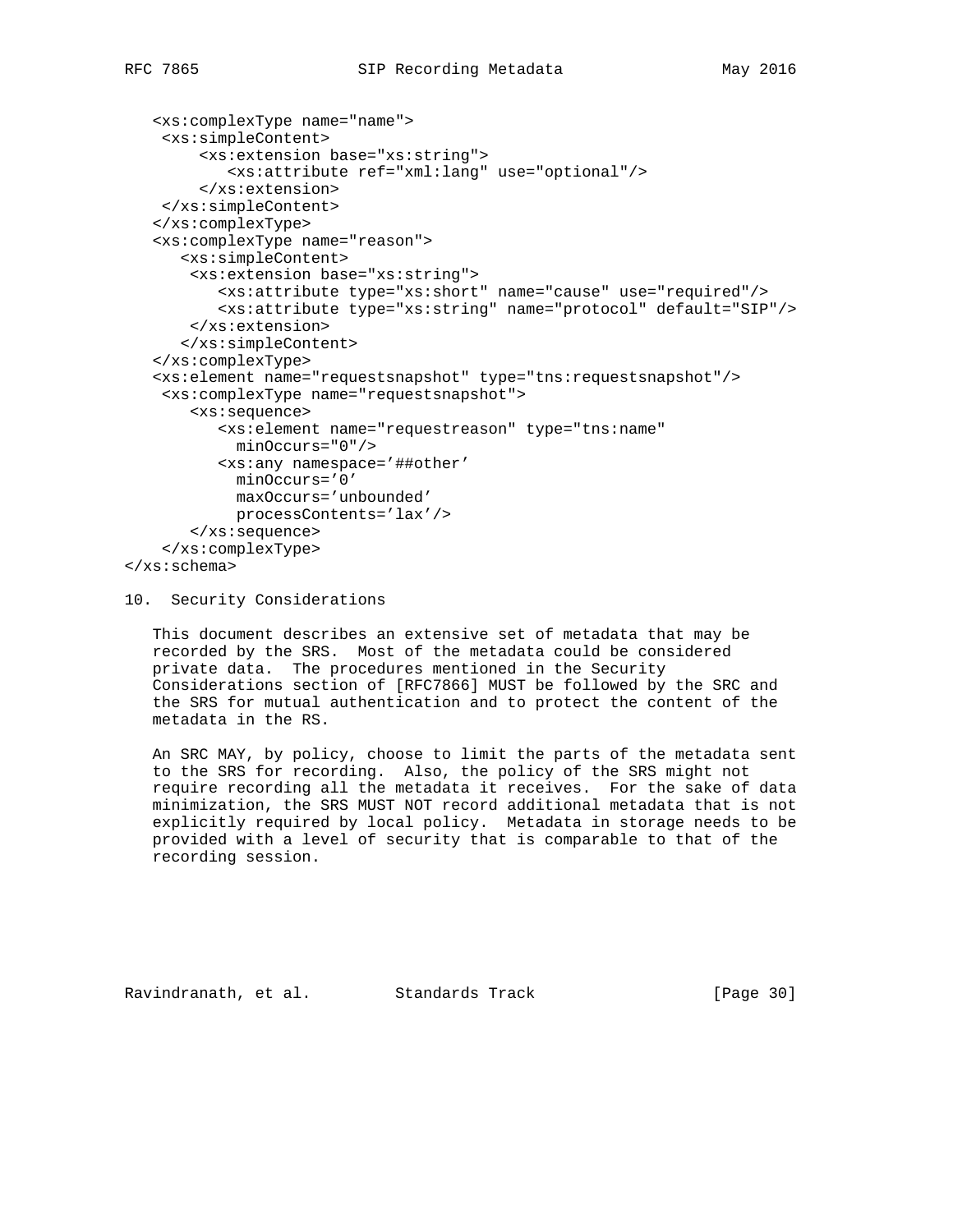```
   <xs:complexType name="name">
    <xs:simpleContent>
        <xs:extension base="xs:string">
           <xs:attribute ref="xml:lang" use="optional"/>
        </xs:extension>
    </xs:simpleContent>
   </xs:complexType>
   <xs:complexType name="reason">
      <xs:simpleContent>
       <xs:extension base="xs:string">
          <xs:attribute type="xs:short" name="cause" use="required"/>
          <xs:attribute type="xs:string" name="protocol" default="SIP"/>
       </xs:extension>
      </xs:simpleContent>
   </xs:complexType>
   <xs:element name="requestsnapshot" type="tns:requestsnapshot"/>
    <xs:complexType name="requestsnapshot">
       <xs:sequence>
          <xs:element name="requestreason" type="tns:name"
            minOccurs="0"/>
          <xs:any namespace='##other'
            minOccurs='0'
            maxOccurs='unbounded'
            processContents='lax'/>
       </xs:sequence>
    </xs:complexType>
</xs:schema>
```

## 10. Security Considerations

This document describes an extensive set of metadata that may be recorded by the SRS. Most of the metadata could be considered private data. The procedures mentioned in the Security Considerations section of [RFC7866] MUST be followed by the SRC and the SRS for mutual authentication and to protect the content of the metadata in the RS.

An SRC MAY, by policy, choose to limit the parts of the metadata sent to the SRS for recording. Also, the policy of the SRS might not require recording all the metadata it receives. For the sake of data minimization, the SRS MUST NOT record additional metadata that is not explicitly required by local policy. Metadata in storage needs to be provided with a level of security that is comparable to that of the recording session.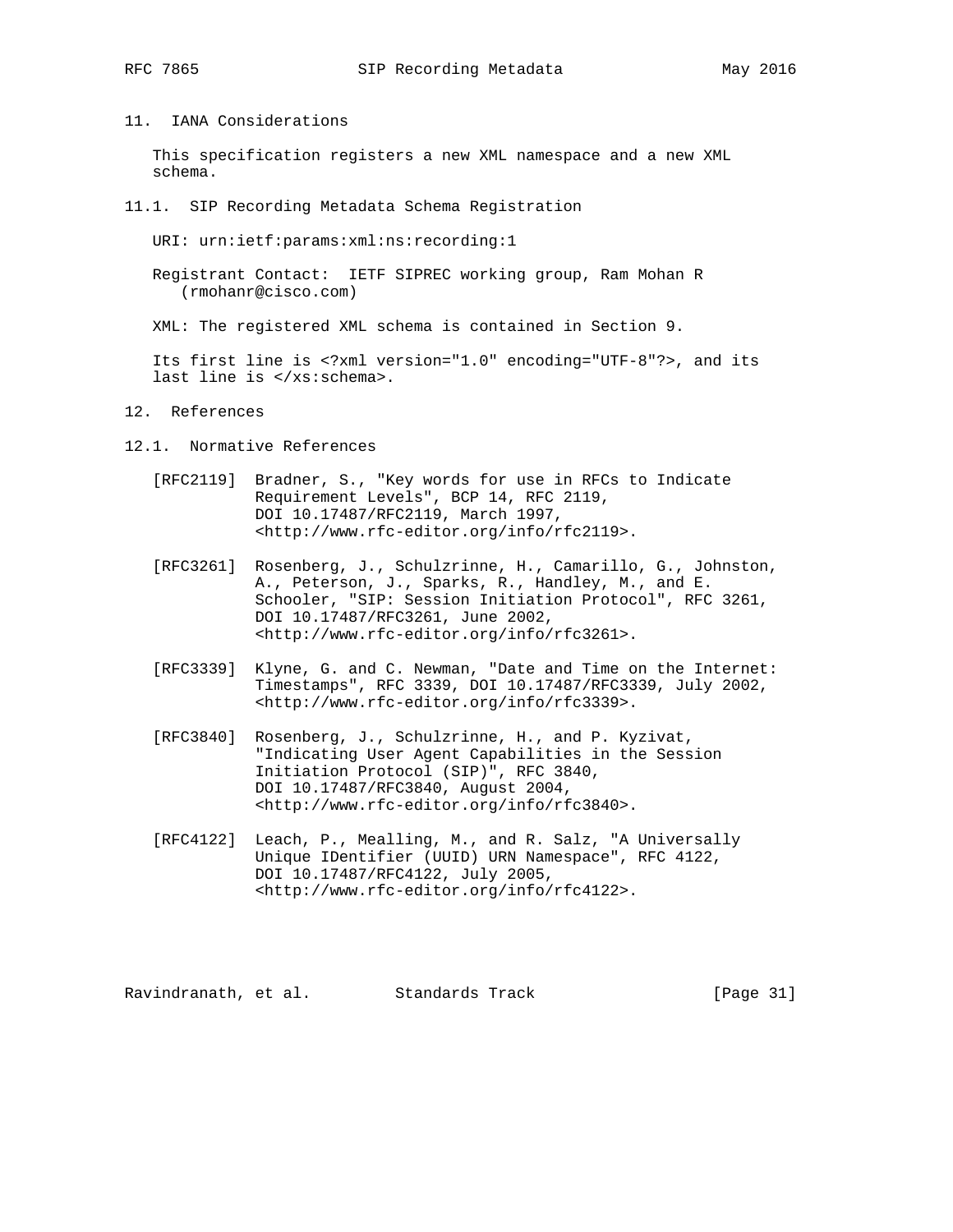## 11. IANA Considerations

This specification registers a new XML namespace and a new XML schema.

### 11.1. SIP Recording Metadata Schema Registration

URI: urn:ietf:params:xml:ns:recording:1

Registrant Contact: IETF SIPREC working group, Ram Mohan R (rmohanr@cisco.com)

XML: The registered XML schema is contained in Section 9.

Its first line is <?xml version="1.0" encoding="UTF-8"?>, and its last line is </xs:schema>.

## 12. References

### 12.1. Normative References

[RFC2119] Bradner, S., "Key words for use in RFCs to Indicate Requirement Levels", BCP 14, RFC 2119, DOI 10.17487/RFC2119, March 1997, <http://www.rfc-editor.org/info/rfc2119>.

[RFC3261] Rosenberg, J., Schulzrinne, H., Camarillo, G., Johnston, A., Peterson, J., Sparks, R., Handley, M., and E. Schooler, "SIP: Session Initiation Protocol", RFC 3261, DOI 10.17487/RFC3261, June 2002, <http://www.rfc-editor.org/info/rfc3261>.

[RFC3339] Klyne, G. and C. Newman, "Date and Time on the Internet: Timestamps", RFC 3339, DOI 10.17487/RFC3339, July 2002, <http://www.rfc-editor.org/info/rfc3339>.

[RFC3840] Rosenberg, J., Schulzrinne, H., and P. Kyzivat, "Indicating User Agent Capabilities in the Session Initiation Protocol (SIP)", RFC 3840, DOI 10.17487/RFC3840, August 2004, <http://www.rfc-editor.org/info/rfc3840>.

[RFC4122] Leach, P., Mealling, M., and R. Salz, "A Universally Unique IDentifier (UUID) URN Namespace", RFC 4122, DOI 10.17487/RFC4122, July 2005, <http://www.rfc-editor.org/info/rfc4122>.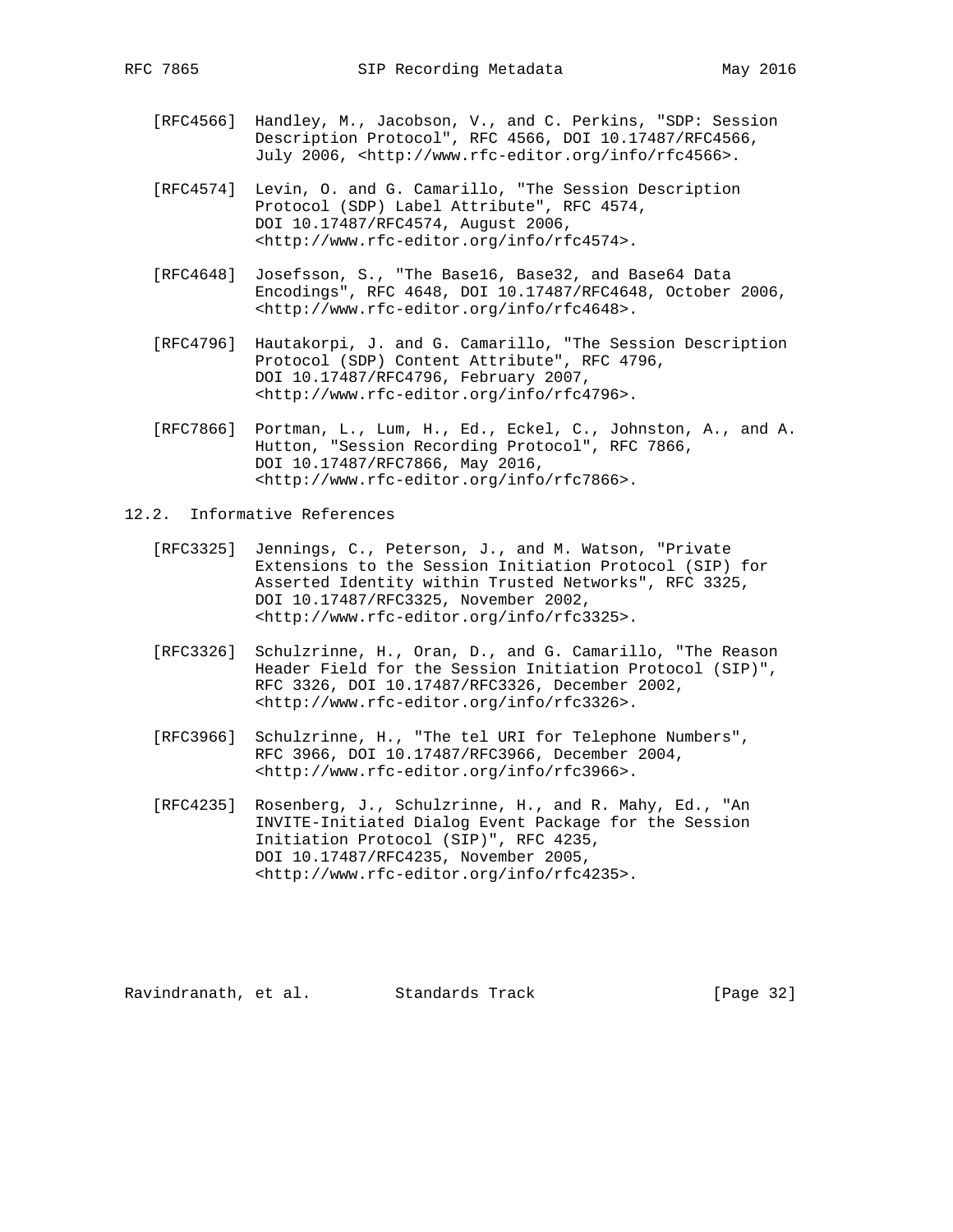[RFC4566] Handley, M., Jacobson, V., and C. Perkins, "SDP: Session Description Protocol", RFC 4566, DOI 10.17487/RFC4566, July 2006, <http://www.rfc-editor.org/info/rfc4566>.

[RFC4574] Levin, O. and G. Camarillo, "The Session Description Protocol (SDP) Label Attribute", RFC 4574, DOI 10.17487/RFC4574, August 2006, <http://www.rfc-editor.org/info/rfc4574>.

[RFC4648] Josefsson, S., "The Base16, Base32, and Base64 Data Encodings", RFC 4648, DOI 10.17487/RFC4648, October 2006, <http://www.rfc-editor.org/info/rfc4648>.

[RFC4796] Hautakorpi, J. and G. Camarillo, "The Session Description Protocol (SDP) Content Attribute", RFC 4796, DOI 10.17487/RFC4796, February 2007, <http://www.rfc-editor.org/info/rfc4796>.

[RFC7866] Portman, L., Lum, H., Ed., Eckel, C., Johnston, A., and A. Hutton, "Session Recording Protocol", RFC 7866, DOI 10.17487/RFC7866, May 2016, <http://www.rfc-editor.org/info/rfc7866>.

## 12.2. Informative References

[RFC3325] Jennings, C., Peterson, J., and M. Watson, "Private Extensions to the Session Initiation Protocol (SIP) for Asserted Identity within Trusted Networks", RFC 3325, DOI 10.17487/RFC3325, November 2002, <http://www.rfc-editor.org/info/rfc3325>.

[RFC3326] Schulzrinne, H., Oran, D., and G. Camarillo, "The Reason Header Field for the Session Initiation Protocol (SIP)", RFC 3326, DOI 10.17487/RFC3326, December 2002, <http://www.rfc-editor.org/info/rfc3326>.

[RFC3966] Schulzrinne, H., "The tel URI for Telephone Numbers", RFC 3966, DOI 10.17487/RFC3966, December 2004, <http://www.rfc-editor.org/info/rfc3966>.

[RFC4235] Rosenberg, J., Schulzrinne, H., and R. Mahy, Ed., "An INVITE-Initiated Dialog Event Package for the Session Initiation Protocol (SIP)", RFC 4235, DOI 10.17487/RFC4235, November 2005, <http://www.rfc-editor.org/info/rfc4235>.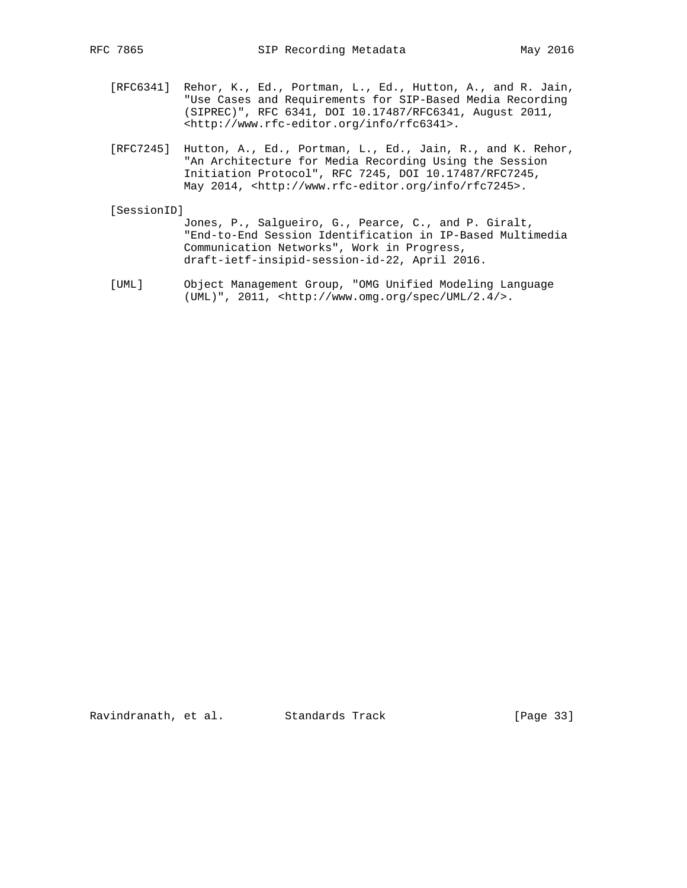[RFC6341] Rehor, K., Ed., Portman, L., Ed., Hutton, A., and R. Jain, "Use Cases and Requirements for SIP-Based Media Recording (SIPREC)", RFC 6341, DOI 10.17487/RFC6341, August 2011, <http://www.rfc-editor.org/info/rfc6341>.

[RFC7245] Hutton, A., Ed., Portman, L., Ed., Jain, R., and K. Rehor, "An Architecture for Media Recording Using the Session Initiation Protocol", RFC 7245, DOI 10.17487/RFC7245, May 2014, <http://www.rfc-editor.org/info/rfc7245>.

[SessionID] Jones, P., Salgueiro, G., Pearce, C., and P. Giralt, "End-to-End Session Identification in IP-Based Multimedia Communication Networks", Work in Progress, draft-ietf-insipid-session-id-22, April 2016.

[UML] Object Management Group, "OMG Unified Modeling Language (UML)", 2011, <http://www.omg.org/spec/UML/2.4/>.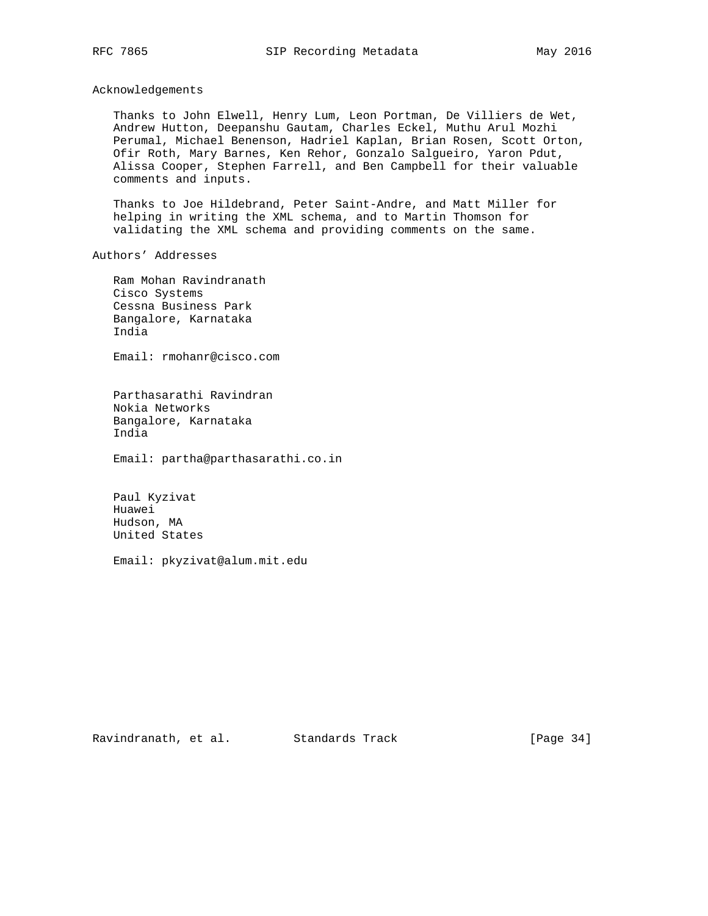## Acknowledgements

Thanks to John Elwell, Henry Lum, Leon Portman, De Villiers de Wet, Andrew Hutton, Deepanshu Gautam, Charles Eckel, Muthu Arul Mozhi Perumal, Michael Benenson, Hadriel Kaplan, Brian Rosen, Scott Orton, Ofir Roth, Mary Barnes, Ken Rehor, Gonzalo Salgueiro, Yaron Pdut, Alissa Cooper, Stephen Farrell, and Ben Campbell for their valuable comments and inputs.

Thanks to Joe Hildebrand, Peter Saint-Andre, and Matt Miller for helping in writing the XML schema, and to Martin Thomson for validating the XML schema and providing comments on the same.

## Authors' Addresses

Ram Mohan Ravindranath  
Cisco Systems  
Cessna Business Park  
Bangalore, Karnataka  
India

Email: rmohanr@cisco.com

Parthasarathi Ravindran  
Nokia Networks  
Bangalore, Karnataka  
India

Email: partha@parthasarathi.co.in

Paul Kyzivat  
Huawei  
Hudson, MA  
United States

Email: pkyzivat@alum.mit.edu